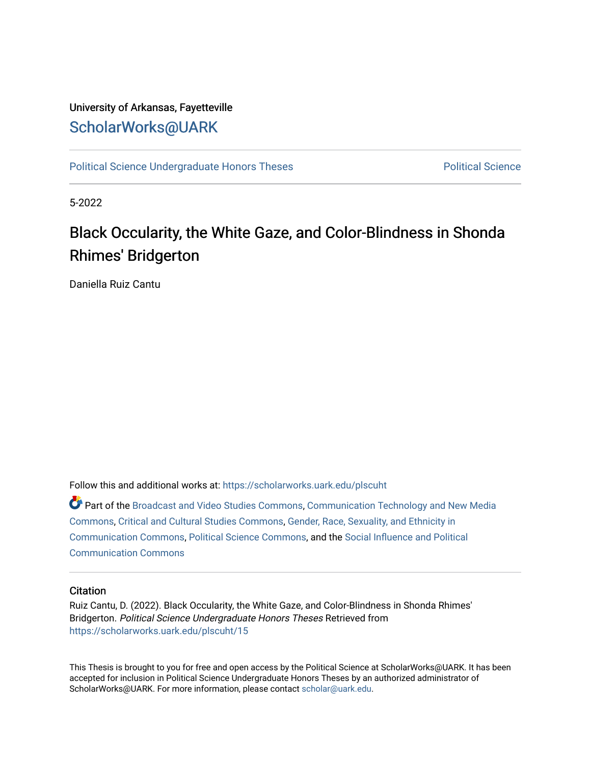University of Arkansas, Fayetteville

ScholarWorks@UARK

Political Science Undergraduate Honors Theses | Political Science

5-2022

# Black Occularity, the White Gaze, and Color-Blindness in Shonda Rhimes' Bridgerton

Daniella Ruiz Cantu

Follow this and additional works at: https://scholarworks.uark.edu/plscuht

Part of the Broadcast and Video Studies Commons, Communication Technology and New Media Commons, Critical and Cultural Studies Commons, Gender, Race, Sexuality, and Ethnicity in Communication Commons, Political Science Commons, and the Social Influence and Political Communication Commons

## Citation

Ruiz Cantu, D. (2022). Black Occularity, the White Gaze, and Color-Blindness in Shonda Rhimes' Bridgerton. *Political Science Undergraduate Honors Theses* Retrieved from https://scholarworks.uark.edu/plscuht/15

This Thesis is brought to you for free and open access by the Political Science at ScholarWorks@UARK. It has been accepted for inclusion in Political Science Undergraduate Honors Theses by an authorized administrator of ScholarWorks@UARK. For more information, please contact scholar@uark.edu.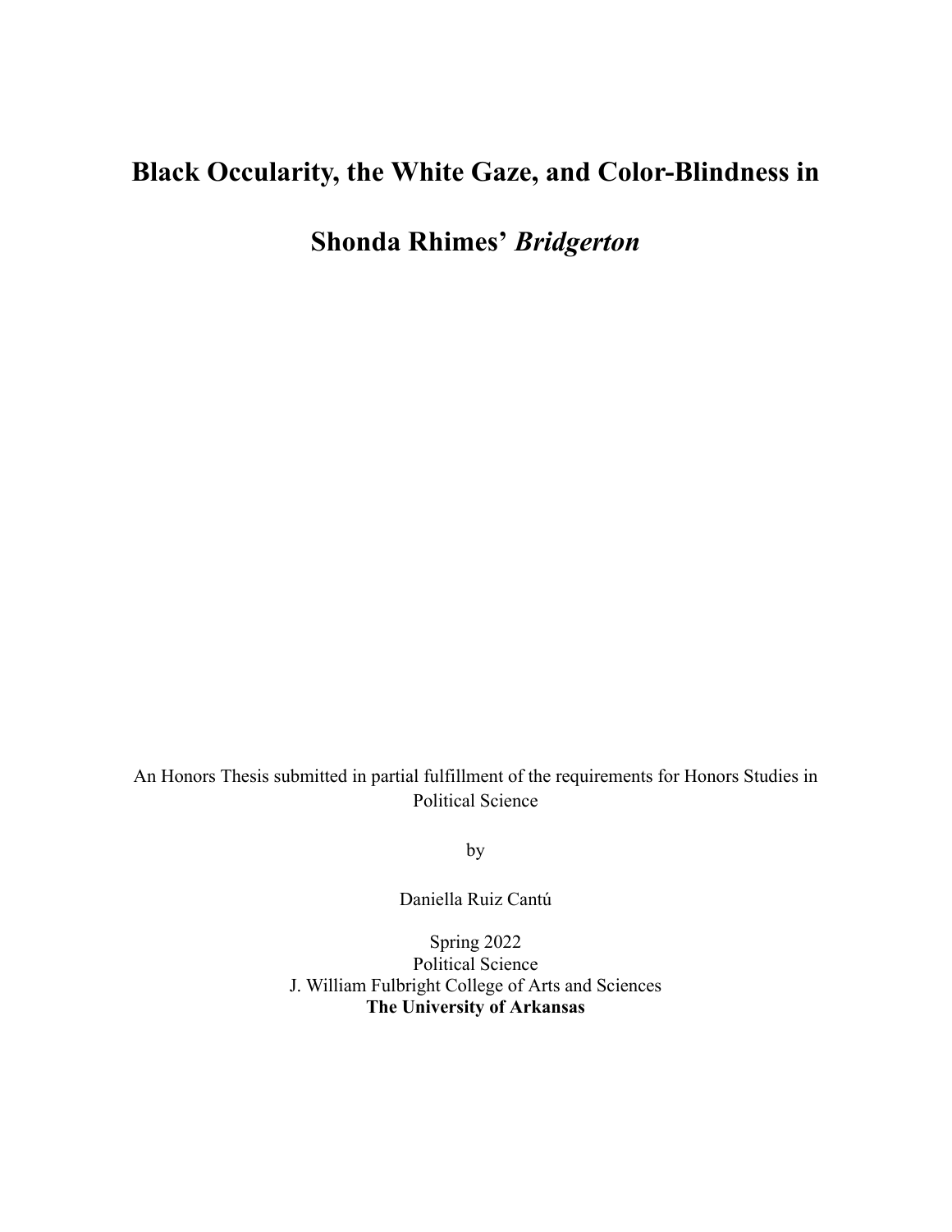# Black Occularity, the White Gaze, and Color-Blindness in Shonda Rhimes' *Bridgerton*

An Honors Thesis submitted in partial fulfillment of the requirements for Honors Studies in Political Science

by

Daniella Ruiz Cantú

Spring 2022
Political Science
J. William Fulbright College of Arts and Sciences
**The University of Arkansas**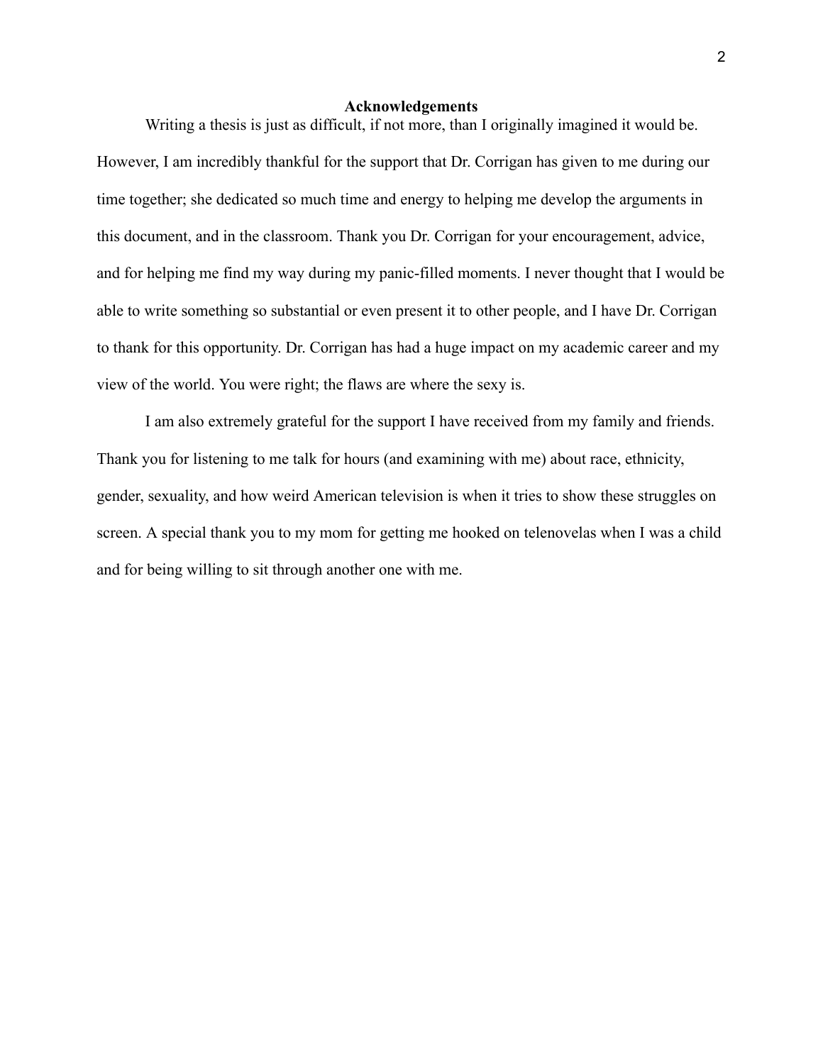## Acknowledgements

Writing a thesis is just as difficult, if not more, than I originally imagined it would be. However, I am incredibly thankful for the support that Dr. Corrigan has given to me during our time together; she dedicated so much time and energy to helping me develop the arguments in this document, and in the classroom. Thank you Dr. Corrigan for your encouragement, advice, and for helping me find my way during my panic-filled moments. I never thought that I would be able to write something so substantial or even present it to other people, and I have Dr. Corrigan to thank for this opportunity. Dr. Corrigan has had a huge impact on my academic career and my view of the world. You were right; the flaws are where the sexy is.

I am also extremely grateful for the support I have received from my family and friends. Thank you for listening to me talk for hours (and examining with me) about race, ethnicity, gender, sexuality, and how weird American television is when it tries to show these struggles on screen. A special thank you to my mom for getting me hooked on telenovelas when I was a child and for being willing to sit through another one with me.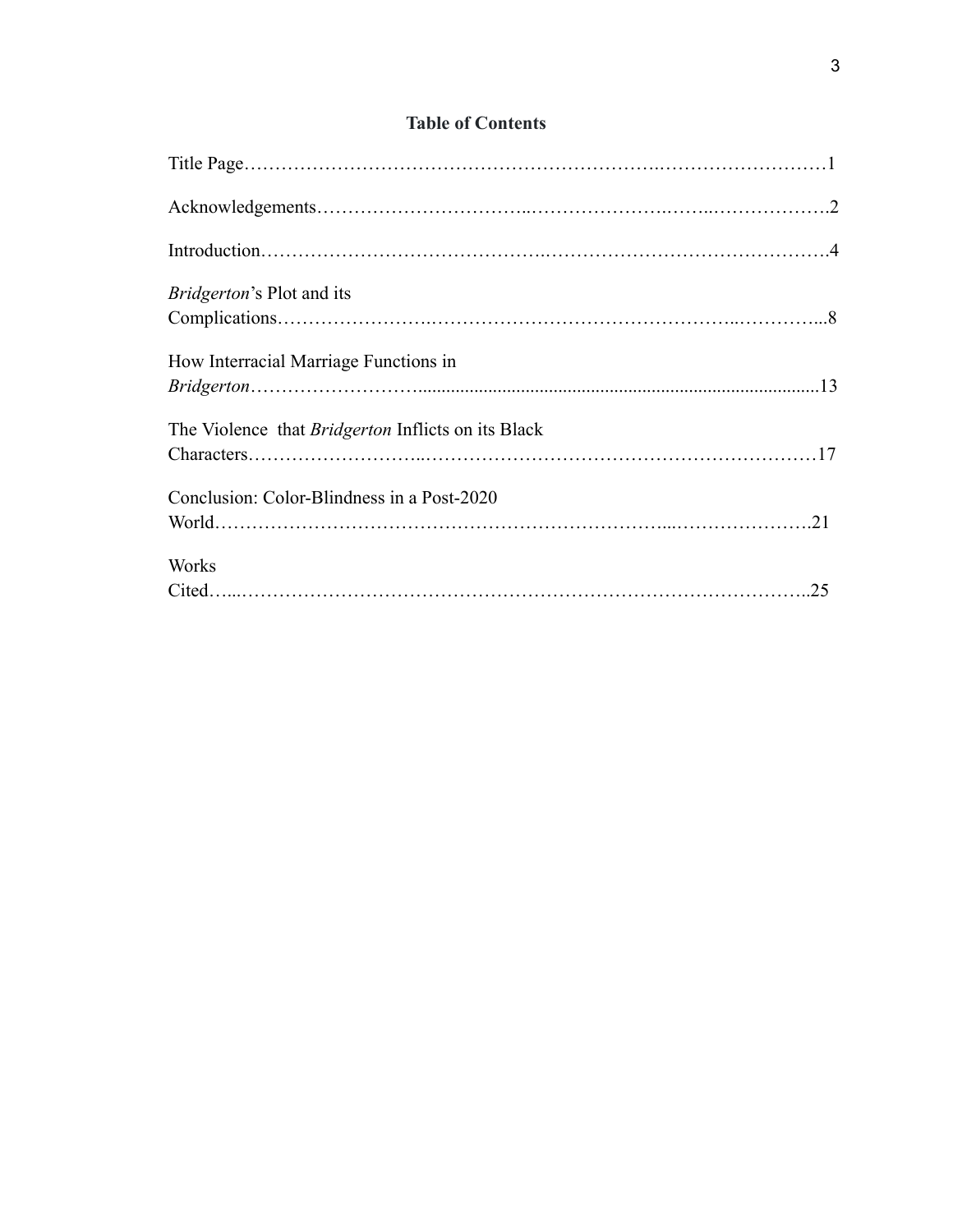**Table of Contents**

Title Page……………………………………………………………..………………………1

Acknowledgements…………………………..…………………..……..……………….2

Introduction…………………………………….……………………………………….4

*Bridgerton*'s Plot and its Complications…………………….…………………….……………………..…………...8

How Interracial Marriage Functions in *Bridgerton*……………………......................................................................................13

The Violence that *Bridgerton* Inflicts on its Black Characters……………………..…………………………………………………………17

Conclusion: Color-Blindness in a Post-2020 World…………………………………………………………...…………………..21

Works Cited…...…………………………………………………………………………..25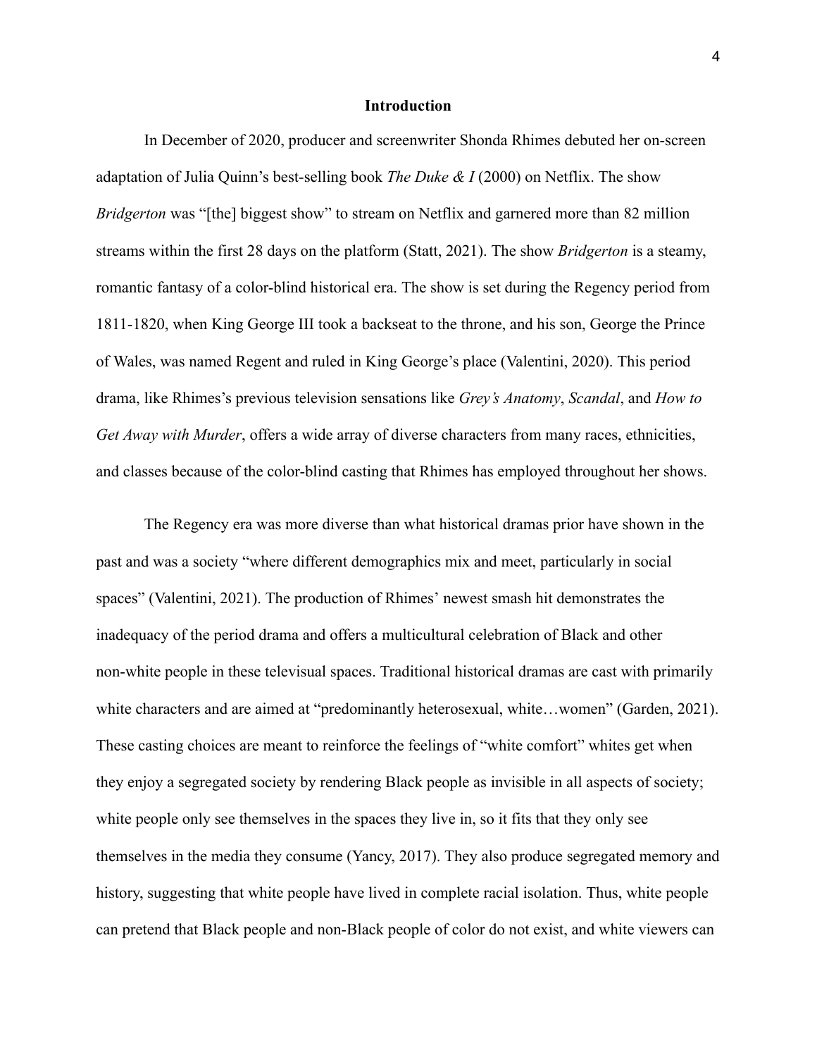## Introduction

In December of 2020, producer and screenwriter Shonda Rhimes debuted her on-screen adaptation of Julia Quinn's best-selling book *The Duke & I* (2000) on Netflix. The show *Bridgerton* was "[the] biggest show" to stream on Netflix and garnered more than 82 million streams within the first 28 days on the platform (Statt, 2021). The show *Bridgerton* is a steamy, romantic fantasy of a color-blind historical era. The show is set during the Regency period from 1811-1820, when King George III took a backseat to the throne, and his son, George the Prince of Wales, was named Regent and ruled in King George's place (Valentini, 2020). This period drama, like Rhimes's previous television sensations like *Grey's Anatomy*, *Scandal*, and *How to Get Away with Murder*, offers a wide array of diverse characters from many races, ethnicities, and classes because of the color-blind casting that Rhimes has employed throughout her shows.

The Regency era was more diverse than what historical dramas prior have shown in the past and was a society "where different demographics mix and meet, particularly in social spaces" (Valentini, 2021). The production of Rhimes' newest smash hit demonstrates the inadequacy of the period drama and offers a multicultural celebration of Black and other non-white people in these televisual spaces. Traditional historical dramas are cast with primarily white characters and are aimed at "predominantly heterosexual, white…women" (Garden, 2021). These casting choices are meant to reinforce the feelings of "white comfort" whites get when they enjoy a segregated society by rendering Black people as invisible in all aspects of society; white people only see themselves in the spaces they live in, so it fits that they only see themselves in the media they consume (Yancy, 2017). They also produce segregated memory and history, suggesting that white people have lived in complete racial isolation. Thus, white people can pretend that Black people and non-Black people of color do not exist, and white viewers can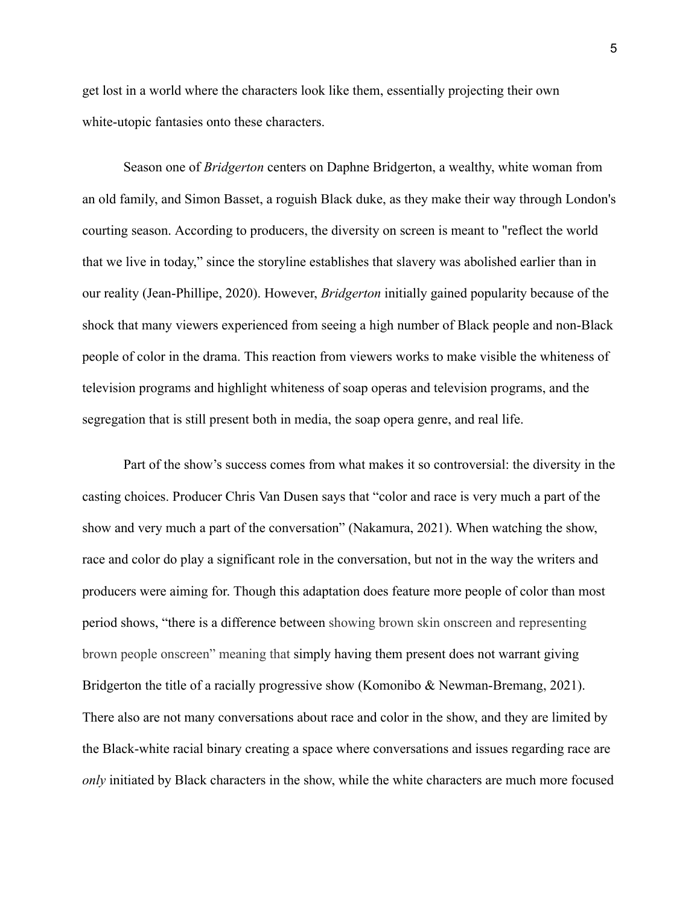get lost in a world where the characters look like them, essentially projecting their own white-utopic fantasies onto these characters.

Season one of *Bridgerton* centers on Daphne Bridgerton, a wealthy, white woman from an old family, and Simon Basset, a roguish Black duke, as they make their way through London's courting season. According to producers, the diversity on screen is meant to "reflect the world that we live in today," since the storyline establishes that slavery was abolished earlier than in our reality (Jean-Phillipe, 2020). However, *Bridgerton* initially gained popularity because of the shock that many viewers experienced from seeing a high number of Black people and non-Black people of color in the drama. This reaction from viewers works to make visible the whiteness of television programs and highlight whiteness of soap operas and television programs, and the segregation that is still present both in media, the soap opera genre, and real life.

Part of the show's success comes from what makes it so controversial: the diversity in the casting choices. Producer Chris Van Dusen says that "color and race is very much a part of the show and very much a part of the conversation" (Nakamura, 2021). When watching the show, race and color do play a significant role in the conversation, but not in the way the writers and producers were aiming for. Though this adaptation does feature more people of color than most period shows, "there is a difference between showing brown skin onscreen and representing brown people onscreen" meaning that simply having them present does not warrant giving Bridgerton the title of a racially progressive show (Komonibo & Newman-Bremang, 2021). There also are not many conversations about race and color in the show, and they are limited by the Black-white racial binary creating a space where conversations and issues regarding race are *only* initiated by Black characters in the show, while the white characters are much more focused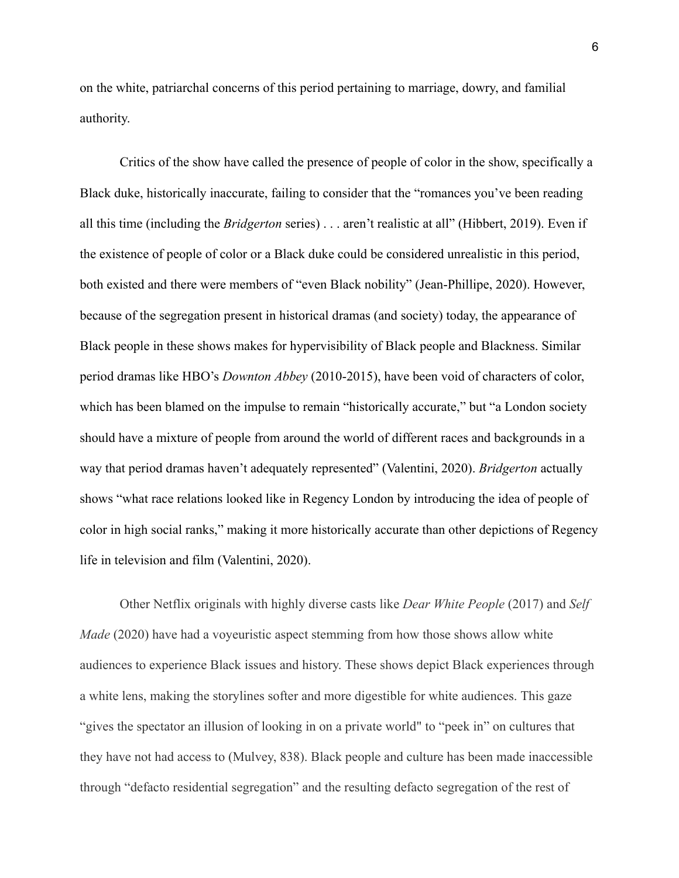on the white, patriarchal concerns of this period pertaining to marriage, dowry, and familial authority.

Critics of the show have called the presence of people of color in the show, specifically a Black duke, historically inaccurate, failing to consider that the "romances you've been reading all this time (including the *Bridgerton* series) . . . aren't realistic at all" (Hibbert, 2019). Even if the existence of people of color or a Black duke could be considered unrealistic in this period, both existed and there were members of "even Black nobility" (Jean-Phillipe, 2020). However, because of the segregation present in historical dramas (and society) today, the appearance of Black people in these shows makes for hypervisibility of Black people and Blackness. Similar period dramas like HBO's *Downton Abbey* (2010-2015), have been void of characters of color, which has been blamed on the impulse to remain "historically accurate," but "a London society should have a mixture of people from around the world of different races and backgrounds in a way that period dramas haven't adequately represented" (Valentini, 2020). *Bridgerton* actually shows "what race relations looked like in Regency London by introducing the idea of people of color in high social ranks," making it more historically accurate than other depictions of Regency life in television and film (Valentini, 2020).

Other Netflix originals with highly diverse casts like *Dear White People* (2017) and *Self Made* (2020) have had a voyeuristic aspect stemming from how those shows allow white audiences to experience Black issues and history. These shows depict Black experiences through a white lens, making the storylines softer and more digestible for white audiences. This gaze "gives the spectator an illusion of looking in on a private world" to "peek in" on cultures that they have not had access to (Mulvey, 838). Black people and culture has been made inaccessible through "defacto residential segregation" and the resulting defacto segregation of the rest of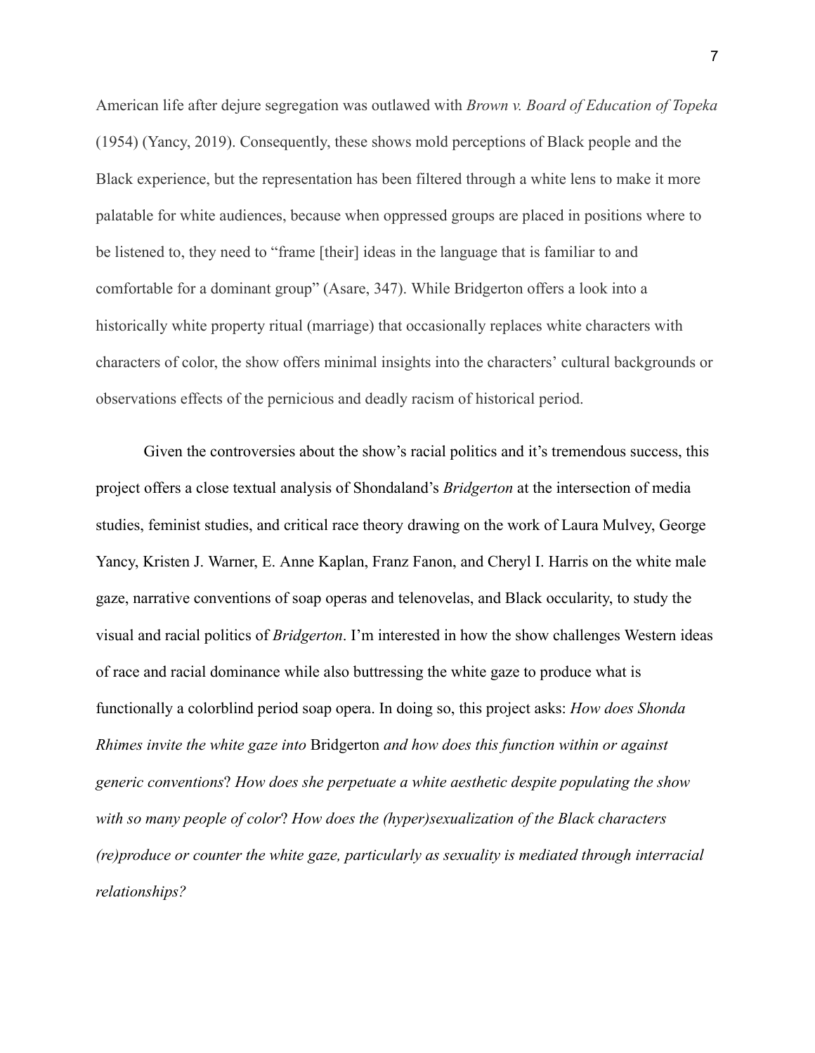American life after dejure segregation was outlawed with *Brown v. Board of Education of Topeka* (1954) (Yancy, 2019). Consequently, these shows mold perceptions of Black people and the Black experience, but the representation has been filtered through a white lens to make it more palatable for white audiences, because when oppressed groups are placed in positions where to be listened to, they need to "frame [their] ideas in the language that is familiar to and comfortable for a dominant group" (Asare, 347). While Bridgerton offers a look into a historically white property ritual (marriage) that occasionally replaces white characters with characters of color, the show offers minimal insights into the characters' cultural backgrounds or observations effects of the pernicious and deadly racism of historical period.

Given the controversies about the show's racial politics and it's tremendous success, this project offers a close textual analysis of Shondaland's *Bridgerton* at the intersection of media studies, feminist studies, and critical race theory drawing on the work of Laura Mulvey, George Yancy, Kristen J. Warner, E. Anne Kaplan, Franz Fanon, and Cheryl I. Harris on the white male gaze, narrative conventions of soap operas and telenovelas, and Black occularity, to study the visual and racial politics of *Bridgerton*. I'm interested in how the show challenges Western ideas of race and racial dominance while also buttressing the white gaze to produce what is functionally a colorblind period soap opera. In doing so, this project asks: *How does Shonda Rhimes invite the white gaze into* Bridgerton *and how does this function within or against generic conventions*? *How does she perpetuate a white aesthetic despite populating the show with so many people of color*? *How does the (hyper)sexualization of the Black characters (re)produce or counter the white gaze, particularly as sexuality is mediated through interracial relationships?*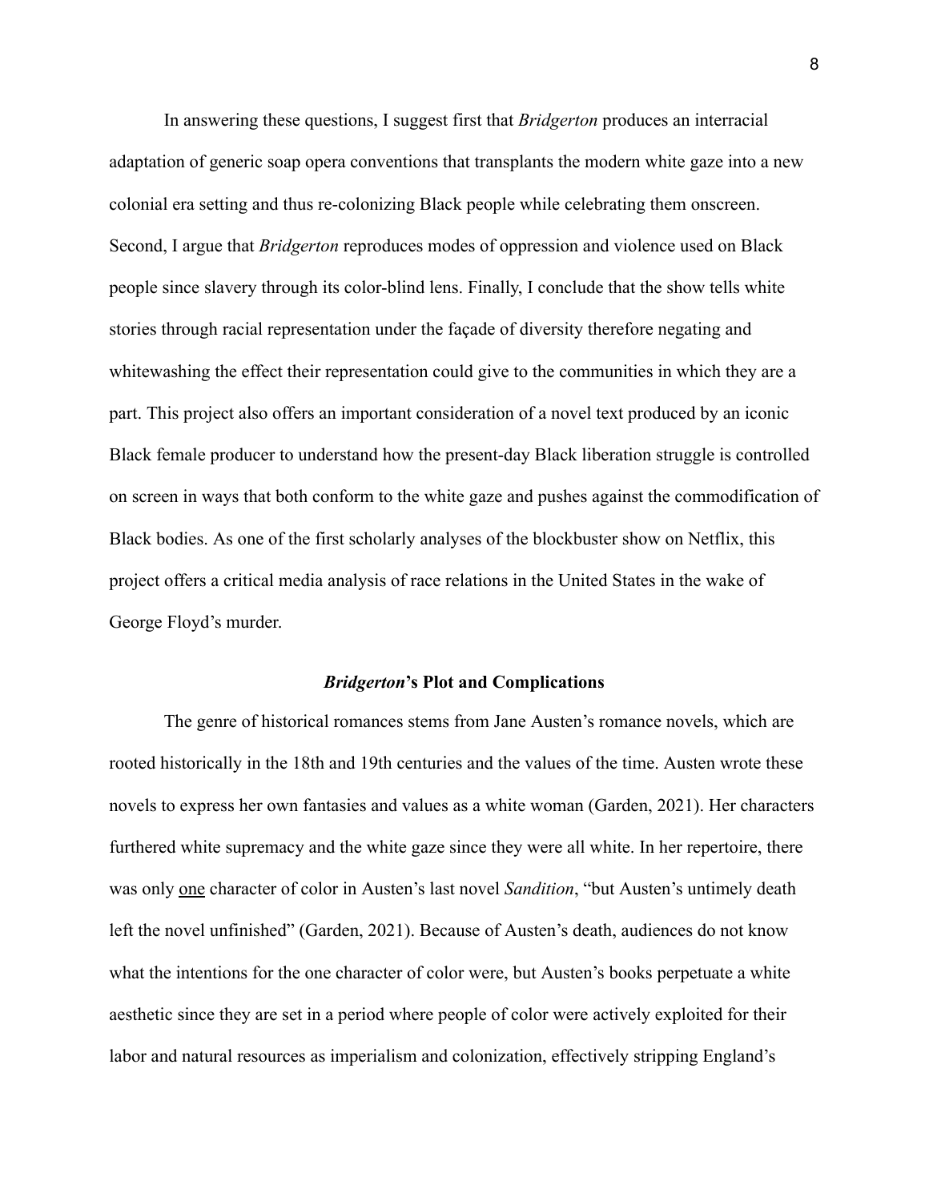In answering these questions, I suggest first that *Bridgerton* produces an interracial adaptation of generic soap opera conventions that transplants the modern white gaze into a new colonial era setting and thus re-colonizing Black people while celebrating them onscreen. Second, I argue that *Bridgerton* reproduces modes of oppression and violence used on Black people since slavery through its color-blind lens. Finally, I conclude that the show tells white stories through racial representation under the façade of diversity therefore negating and whitewashing the effect their representation could give to the communities in which they are a part. This project also offers an important consideration of a novel text produced by an iconic Black female producer to understand how the present-day Black liberation struggle is controlled on screen in ways that both conform to the white gaze and pushes against the commodification of Black bodies. As one of the first scholarly analyses of the blockbuster show on Netflix, this project offers a critical media analysis of race relations in the United States in the wake of George Floyd's murder.

### ***Bridgerton*'s Plot and Complications**

The genre of historical romances stems from Jane Austen's romance novels, which are rooted historically in the 18th and 19th centuries and the values of the time. Austen wrote these novels to express her own fantasies and values as a white woman (Garden, 2021). Her characters furthered white supremacy and the white gaze since they were all white. In her repertoire, there was only <u>one</u> character of color in Austen's last novel *Sandition*, "but Austen's untimely death left the novel unfinished" (Garden, 2021). Because of Austen's death, audiences do not know what the intentions for the one character of color were, but Austen's books perpetuate a white aesthetic since they are set in a period where people of color were actively exploited for their labor and natural resources as imperialism and colonization, effectively stripping England's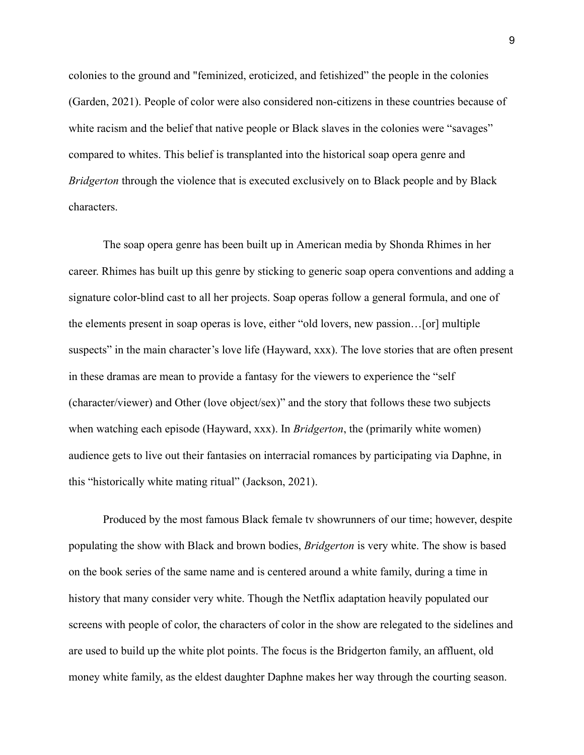colonies to the ground and "feminized, eroticized, and fetishized" the people in the colonies (Garden, 2021). People of color were also considered non-citizens in these countries because of white racism and the belief that native people or Black slaves in the colonies were "savages" compared to whites. This belief is transplanted into the historical soap opera genre and *Bridgerton* through the violence that is executed exclusively on to Black people and by Black characters.

The soap opera genre has been built up in American media by Shonda Rhimes in her career. Rhimes has built up this genre by sticking to generic soap opera conventions and adding a signature color-blind cast to all her projects. Soap operas follow a general formula, and one of the elements present in soap operas is love, either "old lovers, new passion…[or] multiple suspects" in the main character's love life (Hayward, xxx). The love stories that are often present in these dramas are mean to provide a fantasy for the viewers to experience the "self (character/viewer) and Other (love object/sex)" and the story that follows these two subjects when watching each episode (Hayward, xxx). In *Bridgerton*, the (primarily white women) audience gets to live out their fantasies on interracial romances by participating via Daphne, in this "historically white mating ritual" (Jackson, 2021).

Produced by the most famous Black female tv showrunners of our time; however, despite populating the show with Black and brown bodies, *Bridgerton* is very white. The show is based on the book series of the same name and is centered around a white family, during a time in history that many consider very white. Though the Netflix adaptation heavily populated our screens with people of color, the characters of color in the show are relegated to the sidelines and are used to build up the white plot points. The focus is the Bridgerton family, an affluent, old money white family, as the eldest daughter Daphne makes her way through the courting season.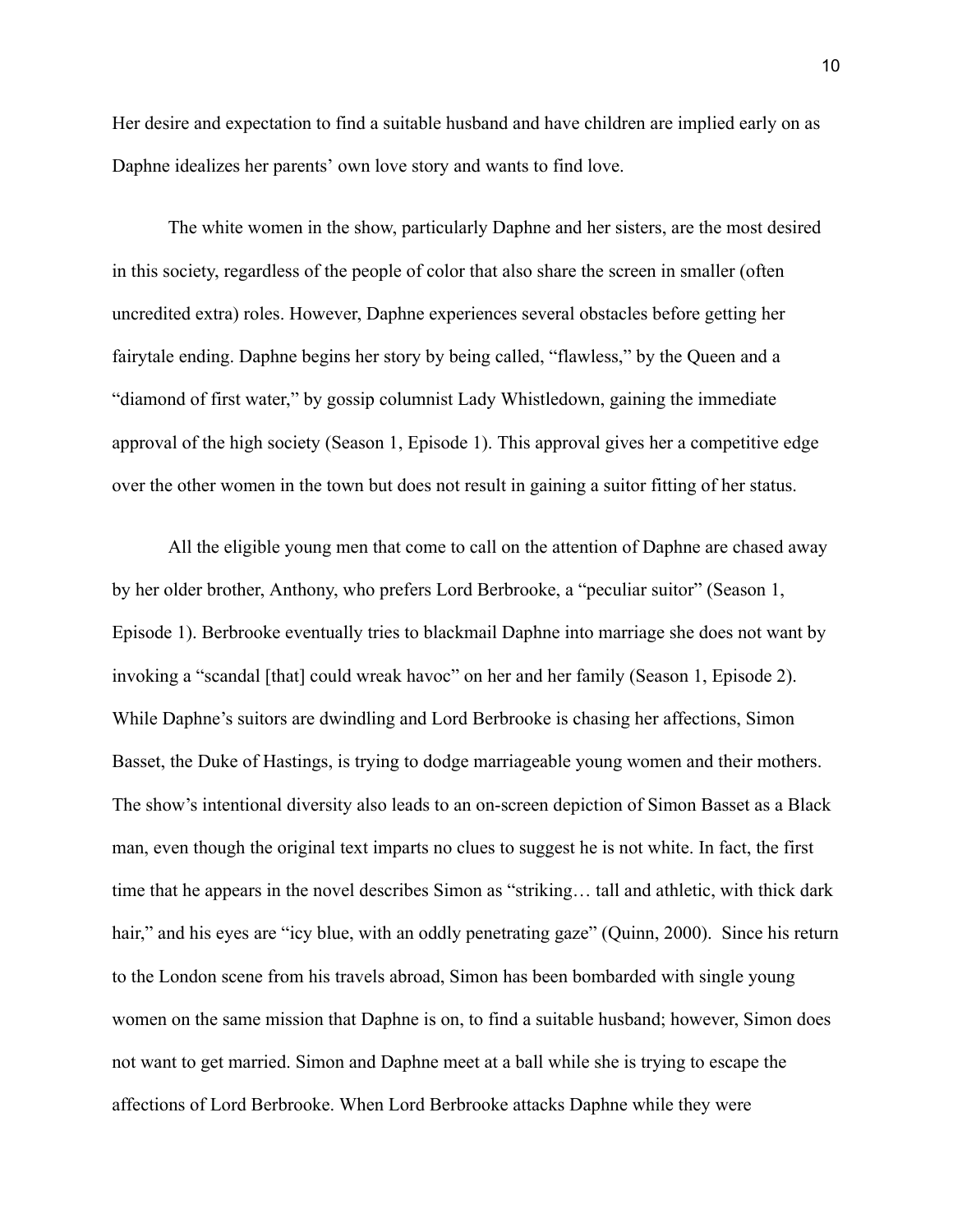Her desire and expectation to find a suitable husband and have children are implied early on as Daphne idealizes her parents' own love story and wants to find love.

The white women in the show, particularly Daphne and her sisters, are the most desired in this society, regardless of the people of color that also share the screen in smaller (often uncredited extra) roles. However, Daphne experiences several obstacles before getting her fairytale ending. Daphne begins her story by being called, "flawless," by the Queen and a "diamond of first water," by gossip columnist Lady Whistledown, gaining the immediate approval of the high society (Season 1, Episode 1). This approval gives her a competitive edge over the other women in the town but does not result in gaining a suitor fitting of her status.

All the eligible young men that come to call on the attention of Daphne are chased away by her older brother, Anthony, who prefers Lord Berbrooke, a "peculiar suitor" (Season 1, Episode 1). Berbrooke eventually tries to blackmail Daphne into marriage she does not want by invoking a "scandal [that] could wreak havoc" on her and her family (Season 1, Episode 2). While Daphne's suitors are dwindling and Lord Berbrooke is chasing her affections, Simon Basset, the Duke of Hastings, is trying to dodge marriageable young women and their mothers. The show's intentional diversity also leads to an on-screen depiction of Simon Basset as a Black man, even though the original text imparts no clues to suggest he is not white. In fact, the first time that he appears in the novel describes Simon as "striking… tall and athletic, with thick dark hair," and his eyes are "icy blue, with an oddly penetrating gaze" (Quinn, 2000). Since his return to the London scene from his travels abroad, Simon has been bombarded with single young women on the same mission that Daphne is on, to find a suitable husband; however, Simon does not want to get married. Simon and Daphne meet at a ball while she is trying to escape the affections of Lord Berbrooke. When Lord Berbrooke attacks Daphne while they were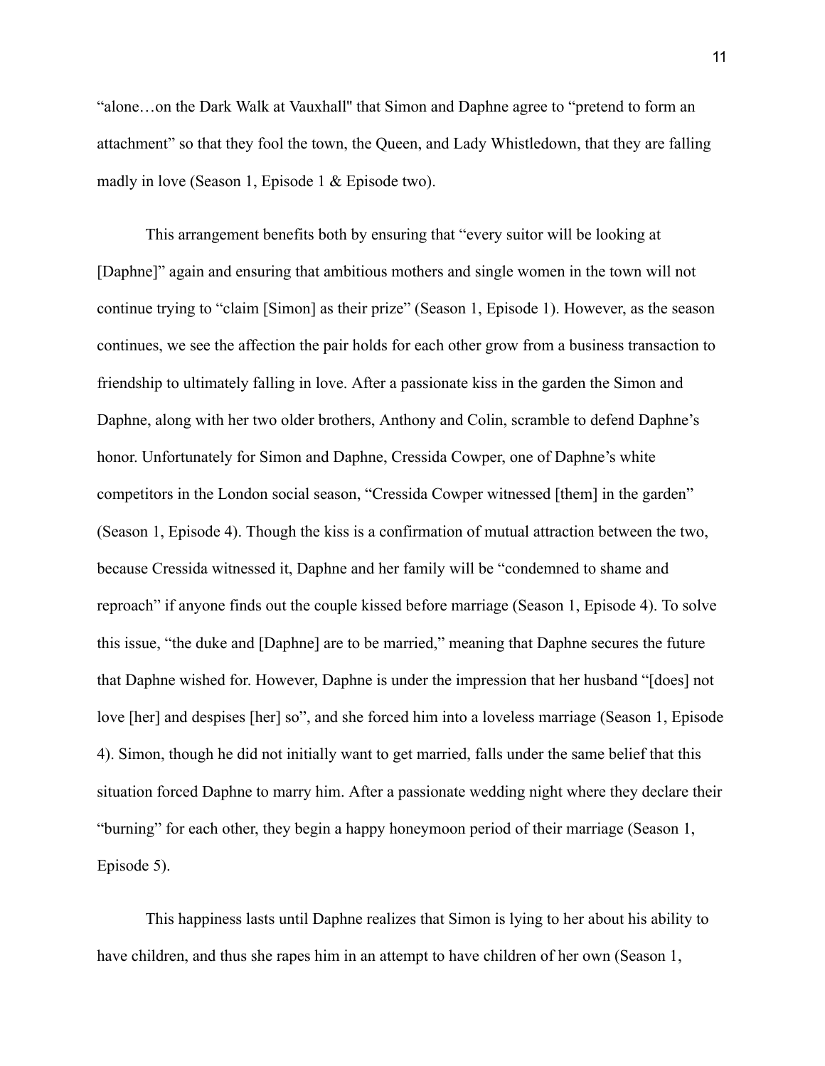"alone…on the Dark Walk at Vauxhall" that Simon and Daphne agree to "pretend to form an attachment" so that they fool the town, the Queen, and Lady Whistledown, that they are falling madly in love (Season 1, Episode 1 & Episode two).

This arrangement benefits both by ensuring that "every suitor will be looking at [Daphne]" again and ensuring that ambitious mothers and single women in the town will not continue trying to "claim [Simon] as their prize" (Season 1, Episode 1). However, as the season continues, we see the affection the pair holds for each other grow from a business transaction to friendship to ultimately falling in love. After a passionate kiss in the garden the Simon and Daphne, along with her two older brothers, Anthony and Colin, scramble to defend Daphne's honor. Unfortunately for Simon and Daphne, Cressida Cowper, one of Daphne's white competitors in the London social season, "Cressida Cowper witnessed [them] in the garden" (Season 1, Episode 4). Though the kiss is a confirmation of mutual attraction between the two, because Cressida witnessed it, Daphne and her family will be "condemned to shame and reproach" if anyone finds out the couple kissed before marriage (Season 1, Episode 4). To solve this issue, "the duke and [Daphne] are to be married," meaning that Daphne secures the future that Daphne wished for. However, Daphne is under the impression that her husband "[does] not love [her] and despises [her] so", and she forced him into a loveless marriage (Season 1, Episode 4). Simon, though he did not initially want to get married, falls under the same belief that this situation forced Daphne to marry him. After a passionate wedding night where they declare their "burning" for each other, they begin a happy honeymoon period of their marriage (Season 1, Episode 5).

This happiness lasts until Daphne realizes that Simon is lying to her about his ability to have children, and thus she rapes him in an attempt to have children of her own (Season 1,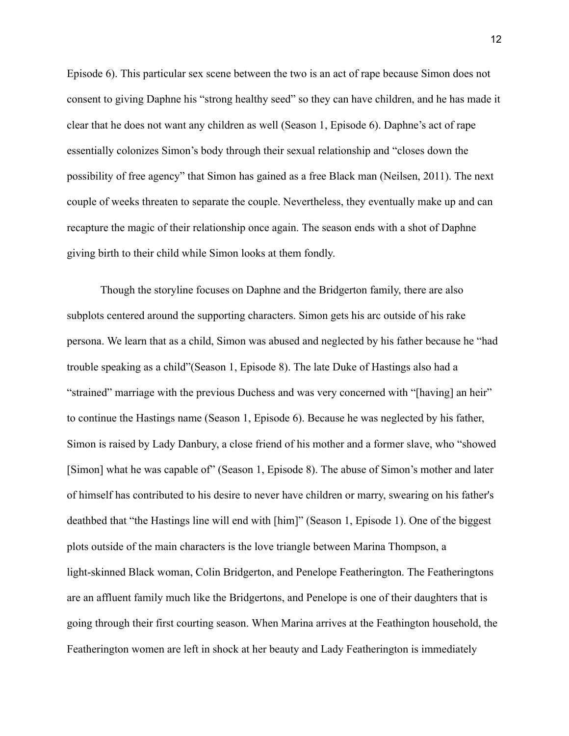Episode 6). This particular sex scene between the two is an act of rape because Simon does not consent to giving Daphne his "strong healthy seed" so they can have children, and he has made it clear that he does not want any children as well (Season 1, Episode 6). Daphne's act of rape essentially colonizes Simon's body through their sexual relationship and "closes down the possibility of free agency" that Simon has gained as a free Black man (Neilsen, 2011). The next couple of weeks threaten to separate the couple. Nevertheless, they eventually make up and can recapture the magic of their relationship once again. The season ends with a shot of Daphne giving birth to their child while Simon looks at them fondly.

Though the storyline focuses on Daphne and the Bridgerton family, there are also subplots centered around the supporting characters. Simon gets his arc outside of his rake persona. We learn that as a child, Simon was abused and neglected by his father because he "had trouble speaking as a child"(Season 1, Episode 8). The late Duke of Hastings also had a "strained" marriage with the previous Duchess and was very concerned with "[having] an heir" to continue the Hastings name (Season 1, Episode 6). Because he was neglected by his father, Simon is raised by Lady Danbury, a close friend of his mother and a former slave, who "showed [Simon] what he was capable of" (Season 1, Episode 8). The abuse of Simon's mother and later of himself has contributed to his desire to never have children or marry, swearing on his father's deathbed that "the Hastings line will end with [him]" (Season 1, Episode 1). One of the biggest plots outside of the main characters is the love triangle between Marina Thompson, a light-skinned Black woman, Colin Bridgerton, and Penelope Featherington. The Featheringtons are an affluent family much like the Bridgertons, and Penelope is one of their daughters that is going through their first courting season. When Marina arrives at the Feathington household, the Featherington women are left in shock at her beauty and Lady Featherington is immediately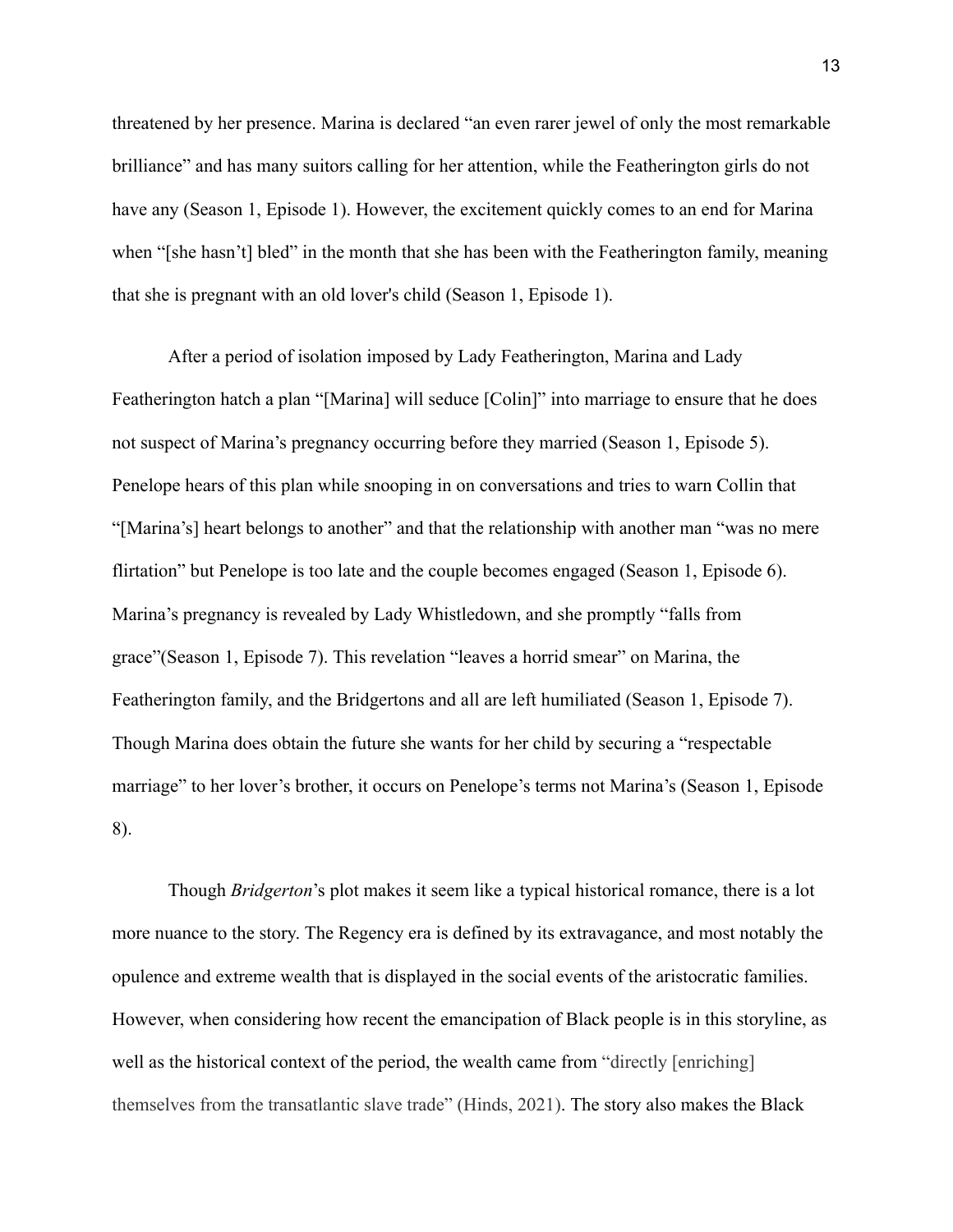threatened by her presence. Marina is declared "an even rarer jewel of only the most remarkable brilliance" and has many suitors calling for her attention, while the Featherington girls do not have any (Season 1, Episode 1). However, the excitement quickly comes to an end for Marina when "[she hasn't] bled" in the month that she has been with the Featherington family, meaning that she is pregnant with an old lover's child (Season 1, Episode 1).

After a period of isolation imposed by Lady Featherington, Marina and Lady Featherington hatch a plan "[Marina] will seduce [Colin]" into marriage to ensure that he does not suspect of Marina's pregnancy occurring before they married (Season 1, Episode 5). Penelope hears of this plan while snooping in on conversations and tries to warn Collin that "[Marina's] heart belongs to another" and that the relationship with another man "was no mere flirtation" but Penelope is too late and the couple becomes engaged (Season 1, Episode 6). Marina's pregnancy is revealed by Lady Whistledown, and she promptly "falls from grace"(Season 1, Episode 7). This revelation "leaves a horrid smear" on Marina, the Featherington family, and the Bridgertons and all are left humiliated (Season 1, Episode 7). Though Marina does obtain the future she wants for her child by securing a "respectable marriage" to her lover's brother, it occurs on Penelope's terms not Marina's (Season 1, Episode 8).

Though *Bridgerton*'s plot makes it seem like a typical historical romance, there is a lot more nuance to the story. The Regency era is defined by its extravagance, and most notably the opulence and extreme wealth that is displayed in the social events of the aristocratic families. However, when considering how recent the emancipation of Black people is in this storyline, as well as the historical context of the period, the wealth came from "directly [enriching] themselves from the transatlantic slave trade" (Hinds, 2021). The story also makes the Black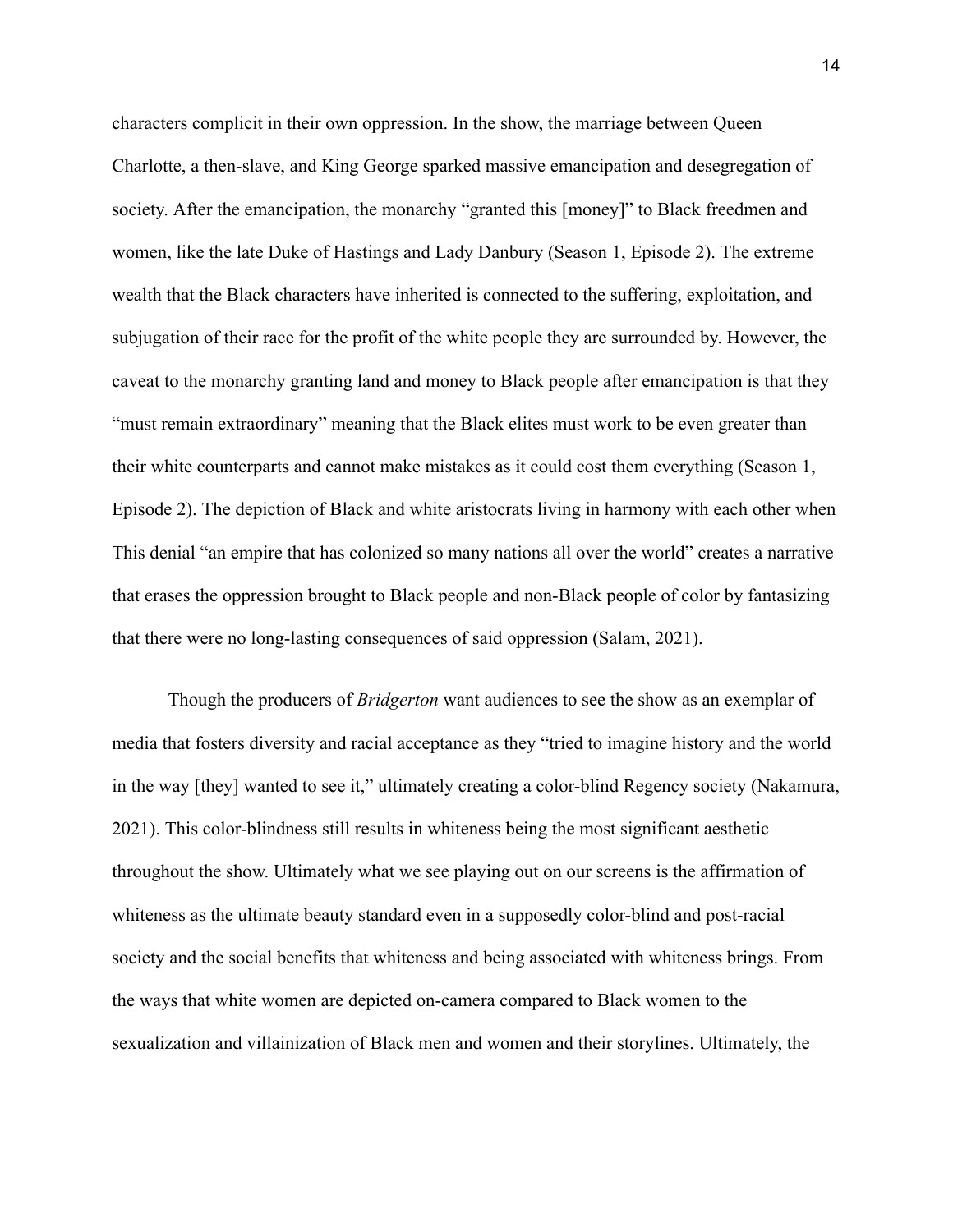characters complicit in their own oppression. In the show, the marriage between Queen Charlotte, a then-slave, and King George sparked massive emancipation and desegregation of society. After the emancipation, the monarchy "granted this [money]" to Black freedmen and women, like the late Duke of Hastings and Lady Danbury (Season 1, Episode 2). The extreme wealth that the Black characters have inherited is connected to the suffering, exploitation, and subjugation of their race for the profit of the white people they are surrounded by. However, the caveat to the monarchy granting land and money to Black people after emancipation is that they "must remain extraordinary" meaning that the Black elites must work to be even greater than their white counterparts and cannot make mistakes as it could cost them everything (Season 1, Episode 2). The depiction of Black and white aristocrats living in harmony with each other when This denial "an empire that has colonized so many nations all over the world" creates a narrative that erases the oppression brought to Black people and non-Black people of color by fantasizing that there were no long-lasting consequences of said oppression (Salam, 2021).

Though the producers of *Bridgerton* want audiences to see the show as an exemplar of media that fosters diversity and racial acceptance as they "tried to imagine history and the world in the way [they] wanted to see it," ultimately creating a color-blind Regency society (Nakamura, 2021). This color-blindness still results in whiteness being the most significant aesthetic throughout the show. Ultimately what we see playing out on our screens is the affirmation of whiteness as the ultimate beauty standard even in a supposedly color-blind and post-racial society and the social benefits that whiteness and being associated with whiteness brings. From the ways that white women are depicted on-camera compared to Black women to the sexualization and villainization of Black men and women and their storylines. Ultimately, the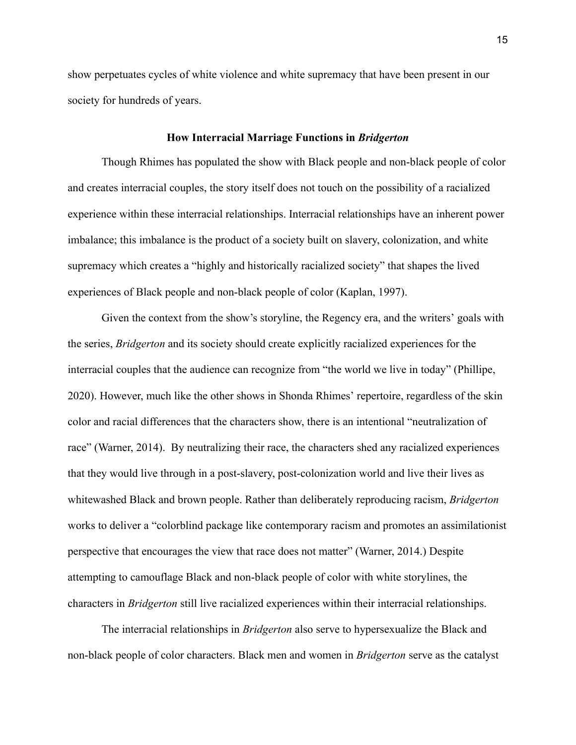show perpetuates cycles of white violence and white supremacy that have been present in our society for hundreds of years.

### How Interracial Marriage Functions in *Bridgerton*

Though Rhimes has populated the show with Black people and non-black people of color and creates interracial couples, the story itself does not touch on the possibility of a racialized experience within these interracial relationships. Interracial relationships have an inherent power imbalance; this imbalance is the product of a society built on slavery, colonization, and white supremacy which creates a "highly and historically racialized society" that shapes the lived experiences of Black people and non-black people of color (Kaplan, 1997).

Given the context from the show's storyline, the Regency era, and the writers' goals with the series, *Bridgerton* and its society should create explicitly racialized experiences for the interracial couples that the audience can recognize from "the world we live in today" (Phillipe, 2020). However, much like the other shows in Shonda Rhimes' repertoire, regardless of the skin color and racial differences that the characters show, there is an intentional "neutralization of race" (Warner, 2014). By neutralizing their race, the characters shed any racialized experiences that they would live through in a post-slavery, post-colonization world and live their lives as whitewashed Black and brown people. Rather than deliberately reproducing racism, *Bridgerton* works to deliver a "colorblind package like contemporary racism and promotes an assimilationist perspective that encourages the view that race does not matter" (Warner, 2014.) Despite attempting to camouflage Black and non-black people of color with white storylines, the characters in *Bridgerton* still live racialized experiences within their interracial relationships.

The interracial relationships in *Bridgerton* also serve to hypersexualize the Black and non-black people of color characters. Black men and women in *Bridgerton* serve as the catalyst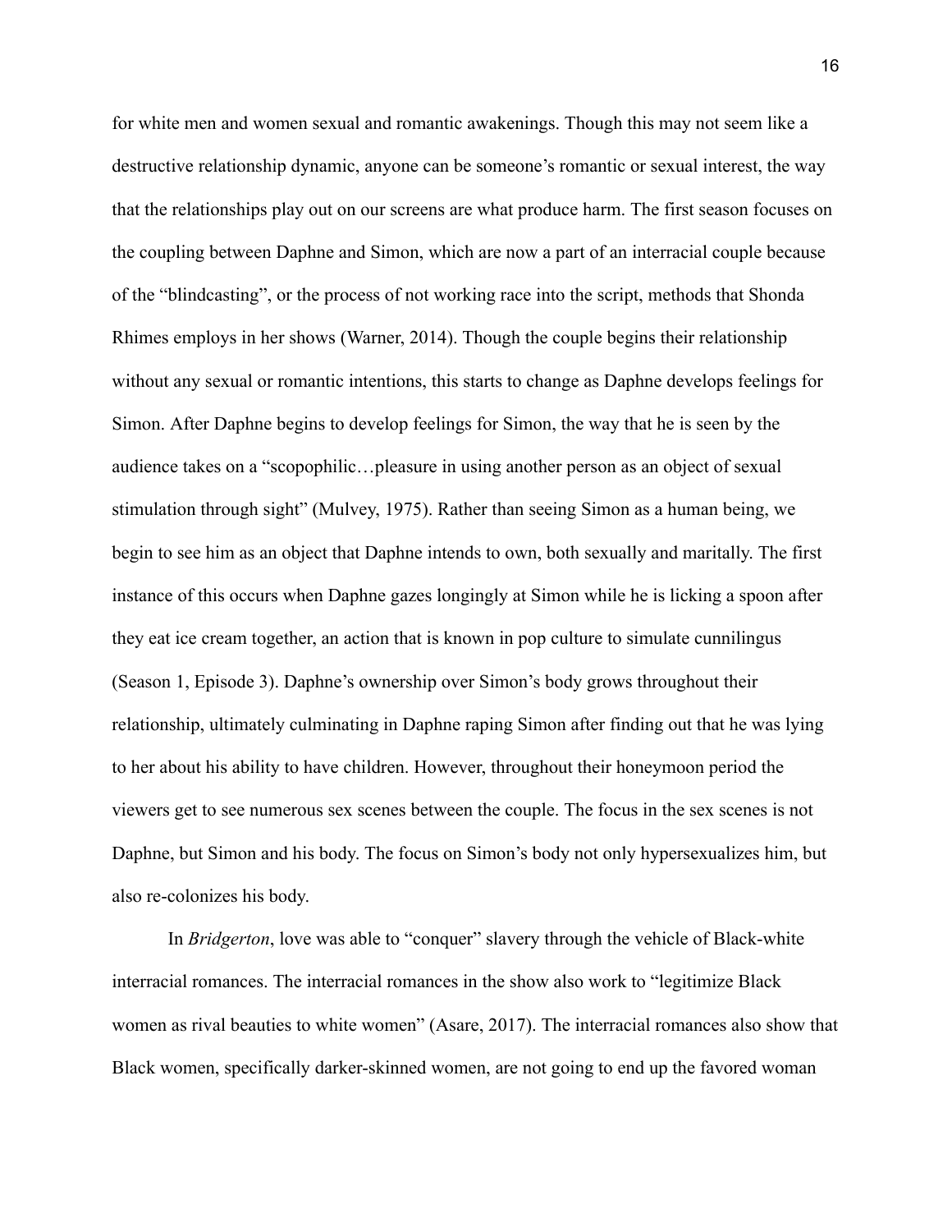for white men and women sexual and romantic awakenings. Though this may not seem like a destructive relationship dynamic, anyone can be someone's romantic or sexual interest, the way that the relationships play out on our screens are what produce harm. The first season focuses on the coupling between Daphne and Simon, which are now a part of an interracial couple because of the "blindcasting", or the process of not working race into the script, methods that Shonda Rhimes employs in her shows (Warner, 2014). Though the couple begins their relationship without any sexual or romantic intentions, this starts to change as Daphne develops feelings for Simon. After Daphne begins to develop feelings for Simon, the way that he is seen by the audience takes on a "scopophilic…pleasure in using another person as an object of sexual stimulation through sight" (Mulvey, 1975). Rather than seeing Simon as a human being, we begin to see him as an object that Daphne intends to own, both sexually and maritally. The first instance of this occurs when Daphne gazes longingly at Simon while he is licking a spoon after they eat ice cream together, an action that is known in pop culture to simulate cunnilingus (Season 1, Episode 3). Daphne's ownership over Simon's body grows throughout their relationship, ultimately culminating in Daphne raping Simon after finding out that he was lying to her about his ability to have children. However, throughout their honeymoon period the viewers get to see numerous sex scenes between the couple. The focus in the sex scenes is not Daphne, but Simon and his body. The focus on Simon's body not only hypersexualizes him, but also re-colonizes his body.

In *Bridgerton*, love was able to "conquer" slavery through the vehicle of Black-white interracial romances. The interracial romances in the show also work to "legitimize Black women as rival beauties to white women" (Asare, 2017). The interracial romances also show that Black women, specifically darker-skinned women, are not going to end up the favored woman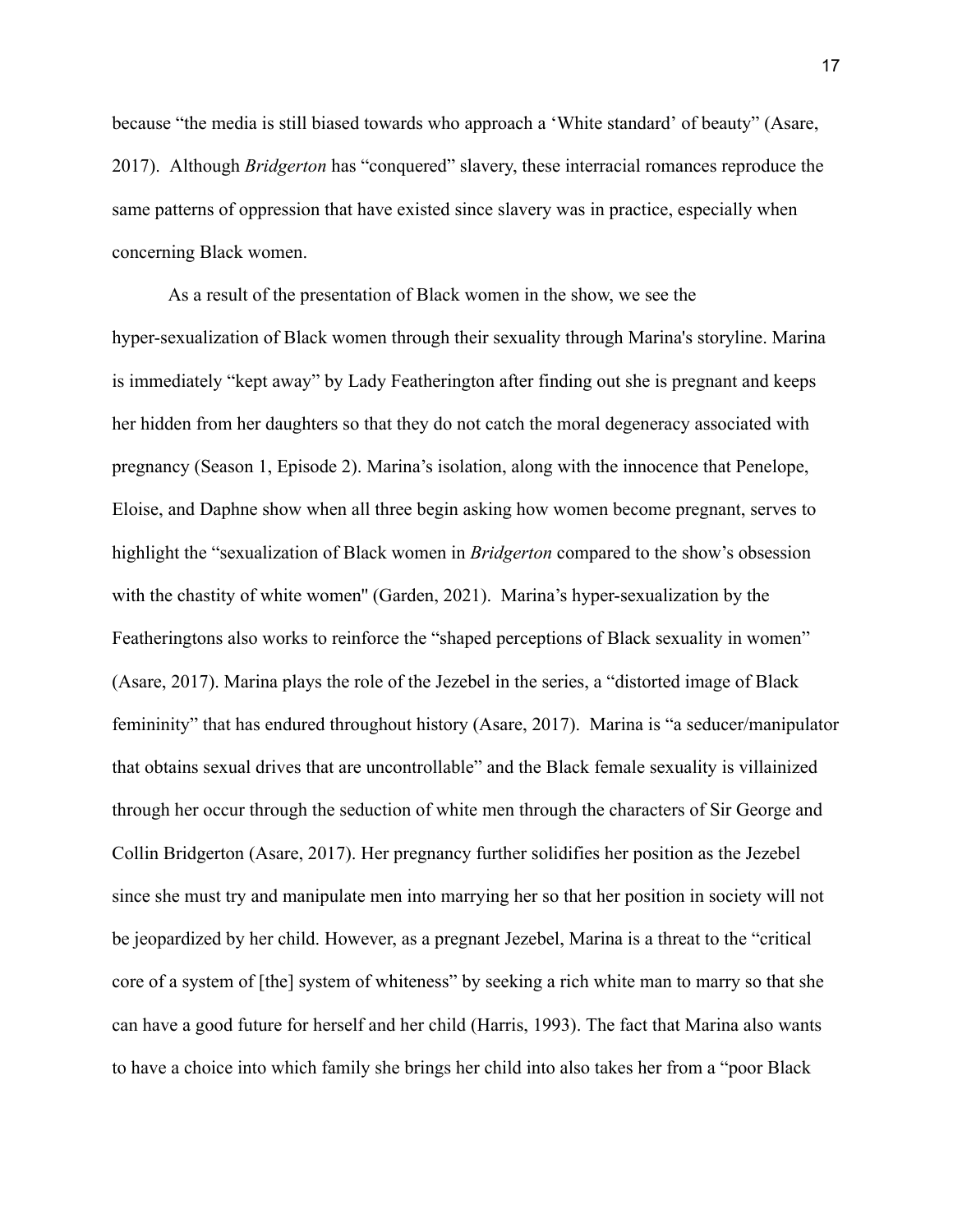because "the media is still biased towards who approach a 'White standard' of beauty" (Asare, 2017). Although *Bridgerton* has "conquered" slavery, these interracial romances reproduce the same patterns of oppression that have existed since slavery was in practice, especially when concerning Black women.

As a result of the presentation of Black women in the show, we see the hyper-sexualization of Black women through their sexuality through Marina's storyline. Marina is immediately "kept away" by Lady Featherington after finding out she is pregnant and keeps her hidden from her daughters so that they do not catch the moral degeneracy associated with pregnancy (Season 1, Episode 2). Marina's isolation, along with the innocence that Penelope, Eloise, and Daphne show when all three begin asking how women become pregnant, serves to highlight the "sexualization of Black women in *Bridgerton* compared to the show's obsession with the chastity of white women" (Garden, 2021). Marina's hyper-sexualization by the Featheringtons also works to reinforce the "shaped perceptions of Black sexuality in women" (Asare, 2017). Marina plays the role of the Jezebel in the series, a "distorted image of Black femininity" that has endured throughout history (Asare, 2017). Marina is "a seducer/manipulator that obtains sexual drives that are uncontrollable" and the Black female sexuality is villainized through her occur through the seduction of white men through the characters of Sir George and Collin Bridgerton (Asare, 2017). Her pregnancy further solidifies her position as the Jezebel since she must try and manipulate men into marrying her so that her position in society will not be jeopardized by her child. However, as a pregnant Jezebel, Marina is a threat to the "critical core of a system of [the] system of whiteness" by seeking a rich white man to marry so that she can have a good future for herself and her child (Harris, 1993). The fact that Marina also wants to have a choice into which family she brings her child into also takes her from a "poor Black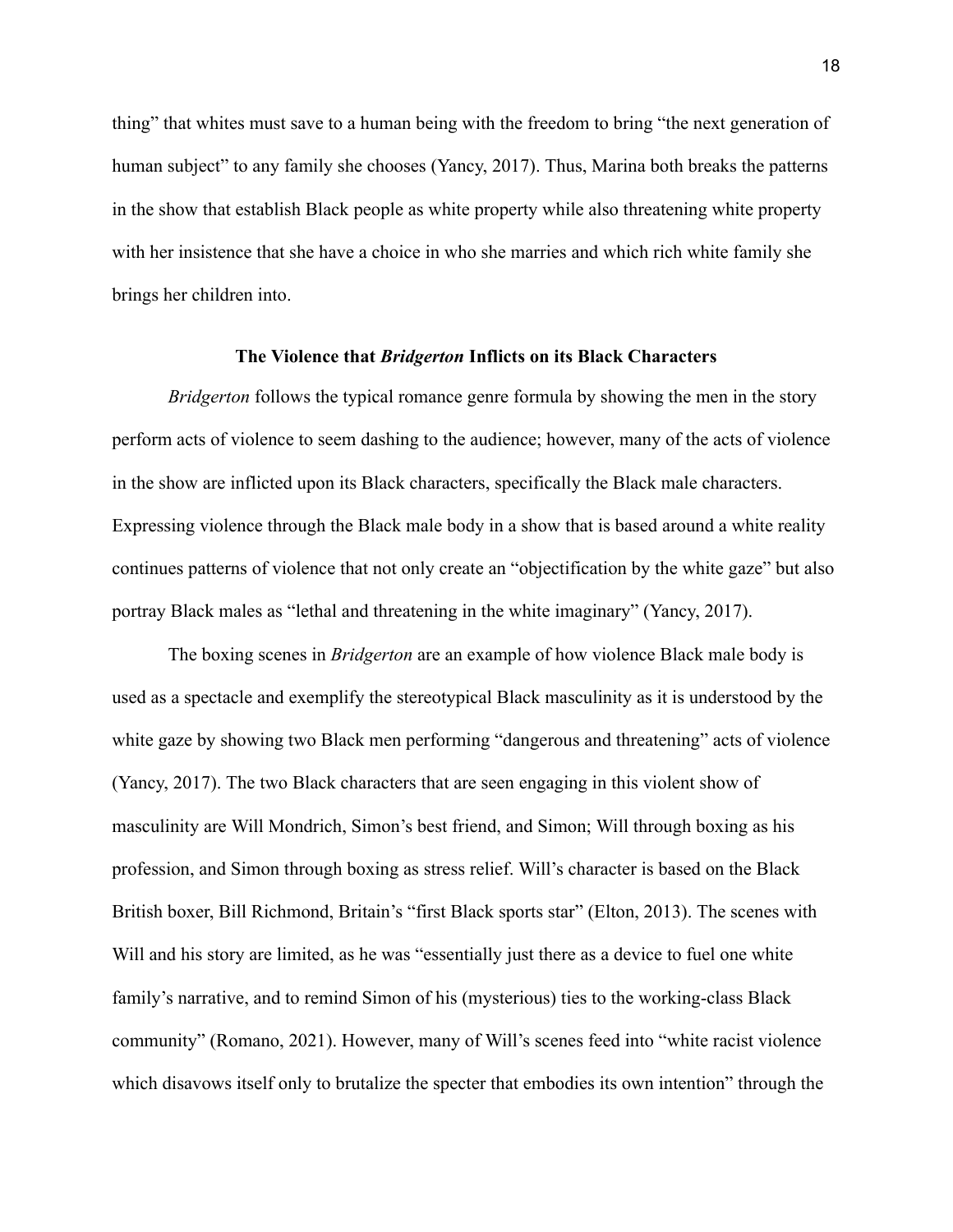thing" that whites must save to a human being with the freedom to bring "the next generation of human subject" to any family she chooses (Yancy, 2017). Thus, Marina both breaks the patterns in the show that establish Black people as white property while also threatening white property with her insistence that she have a choice in who she marries and which rich white family she brings her children into.

## The Violence that *Bridgerton* Inflicts on its Black Characters

*Bridgerton* follows the typical romance genre formula by showing the men in the story perform acts of violence to seem dashing to the audience; however, many of the acts of violence in the show are inflicted upon its Black characters, specifically the Black male characters. Expressing violence through the Black male body in a show that is based around a white reality continues patterns of violence that not only create an "objectification by the white gaze" but also portray Black males as "lethal and threatening in the white imaginary" (Yancy, 2017).

The boxing scenes in *Bridgerton* are an example of how violence Black male body is used as a spectacle and exemplify the stereotypical Black masculinity as it is understood by the white gaze by showing two Black men performing "dangerous and threatening" acts of violence (Yancy, 2017). The two Black characters that are seen engaging in this violent show of masculinity are Will Mondrich, Simon's best friend, and Simon; Will through boxing as his profession, and Simon through boxing as stress relief. Will's character is based on the Black British boxer, Bill Richmond, Britain's "first Black sports star" (Elton, 2013). The scenes with Will and his story are limited, as he was "essentially just there as a device to fuel one white family's narrative, and to remind Simon of his (mysterious) ties to the working-class Black community" (Romano, 2021). However, many of Will's scenes feed into "white racist violence which disavows itself only to brutalize the specter that embodies its own intention" through the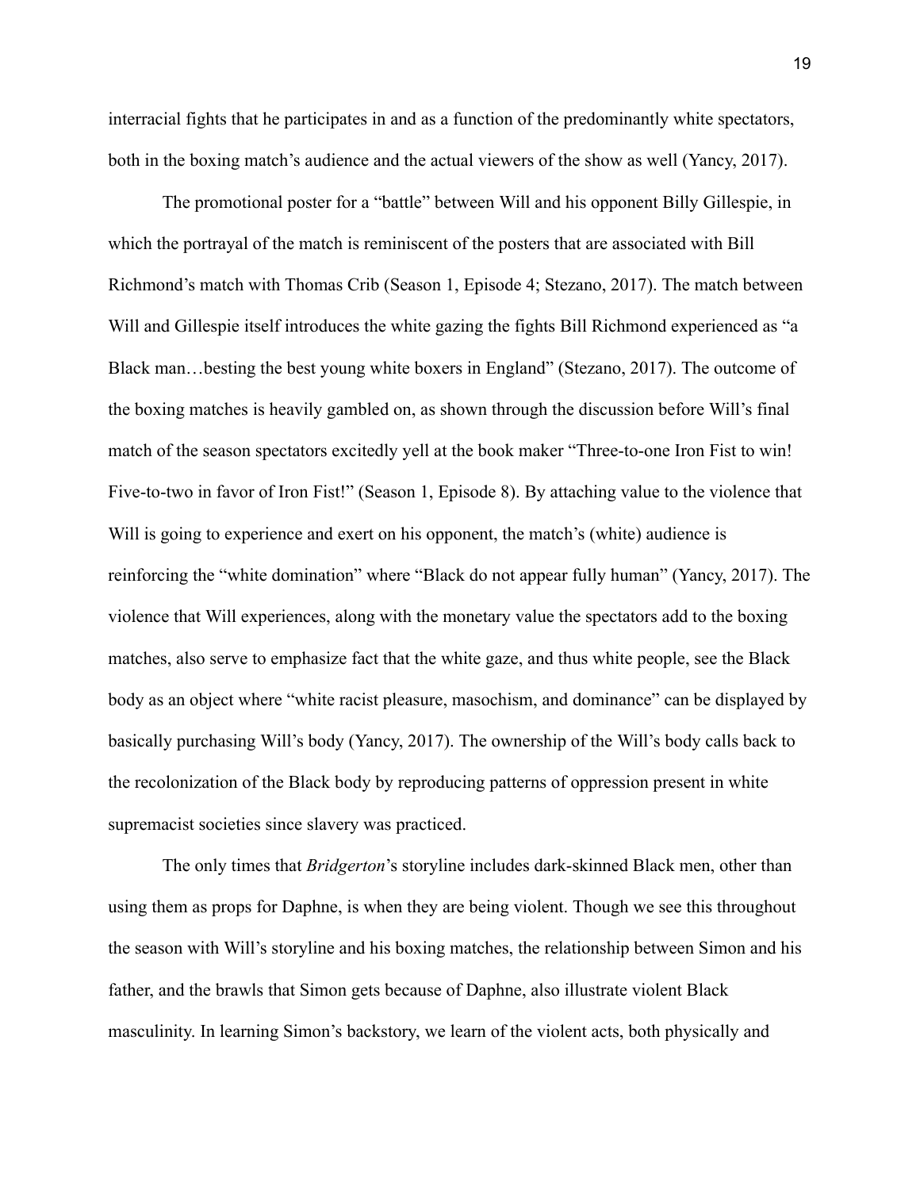interracial fights that he participates in and as a function of the predominantly white spectators, both in the boxing match's audience and the actual viewers of the show as well (Yancy, 2017).

The promotional poster for a "battle" between Will and his opponent Billy Gillespie, in which the portrayal of the match is reminiscent of the posters that are associated with Bill Richmond's match with Thomas Crib (Season 1, Episode 4; Stezano, 2017). The match between Will and Gillespie itself introduces the white gazing the fights Bill Richmond experienced as "a Black man…besting the best young white boxers in England" (Stezano, 2017). The outcome of the boxing matches is heavily gambled on, as shown through the discussion before Will's final match of the season spectators excitedly yell at the book maker "Three-to-one Iron Fist to win! Five-to-two in favor of Iron Fist!" (Season 1, Episode 8). By attaching value to the violence that Will is going to experience and exert on his opponent, the match's (white) audience is reinforcing the "white domination" where "Black do not appear fully human" (Yancy, 2017). The violence that Will experiences, along with the monetary value the spectators add to the boxing matches, also serve to emphasize fact that the white gaze, and thus white people, see the Black body as an object where "white racist pleasure, masochism, and dominance" can be displayed by basically purchasing Will's body (Yancy, 2017). The ownership of the Will's body calls back to the recolonization of the Black body by reproducing patterns of oppression present in white supremacist societies since slavery was practiced.

The only times that *Bridgerton*'s storyline includes dark-skinned Black men, other than using them as props for Daphne, is when they are being violent. Though we see this throughout the season with Will's storyline and his boxing matches, the relationship between Simon and his father, and the brawls that Simon gets because of Daphne, also illustrate violent Black masculinity. In learning Simon's backstory, we learn of the violent acts, both physically and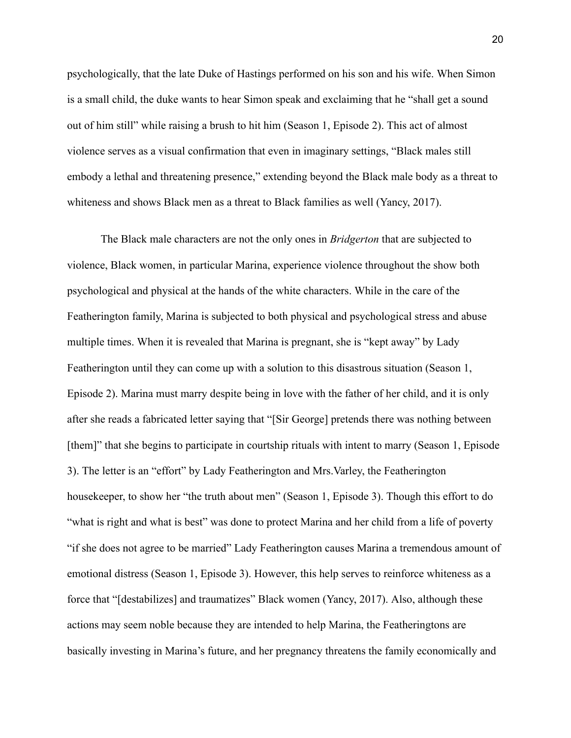psychologically, that the late Duke of Hastings performed on his son and his wife. When Simon is a small child, the duke wants to hear Simon speak and exclaiming that he “shall get a sound out of him still” while raising a brush to hit him (Season 1, Episode 2). This act of almost violence serves as a visual confirmation that even in imaginary settings, “Black males still embody a lethal and threatening presence,” extending beyond the Black male body as a threat to whiteness and shows Black men as a threat to Black families as well (Yancy, 2017).

The Black male characters are not the only ones in *Bridgerton* that are subjected to violence, Black women, in particular Marina, experience violence throughout the show both psychological and physical at the hands of the white characters. While in the care of the Featherington family, Marina is subjected to both physical and psychological stress and abuse multiple times. When it is revealed that Marina is pregnant, she is “kept away” by Lady Featherington until they can come up with a solution to this disastrous situation (Season 1, Episode 2). Marina must marry despite being in love with the father of her child, and it is only after she reads a fabricated letter saying that “[Sir George] pretends there was nothing between [them]” that she begins to participate in courtship rituals with intent to marry (Season 1, Episode 3). The letter is an “effort” by Lady Featherington and Mrs.Varley, the Featherington housekeeper, to show her “the truth about men” (Season 1, Episode 3). Though this effort to do “what is right and what is best” was done to protect Marina and her child from a life of poverty “if she does not agree to be married” Lady Featherington causes Marina a tremendous amount of emotional distress (Season 1, Episode 3). However, this help serves to reinforce whiteness as a force that “[destabilizes] and traumatizes” Black women (Yancy, 2017). Also, although these actions may seem noble because they are intended to help Marina, the Featheringtons are basically investing in Marina’s future, and her pregnancy threatens the family economically and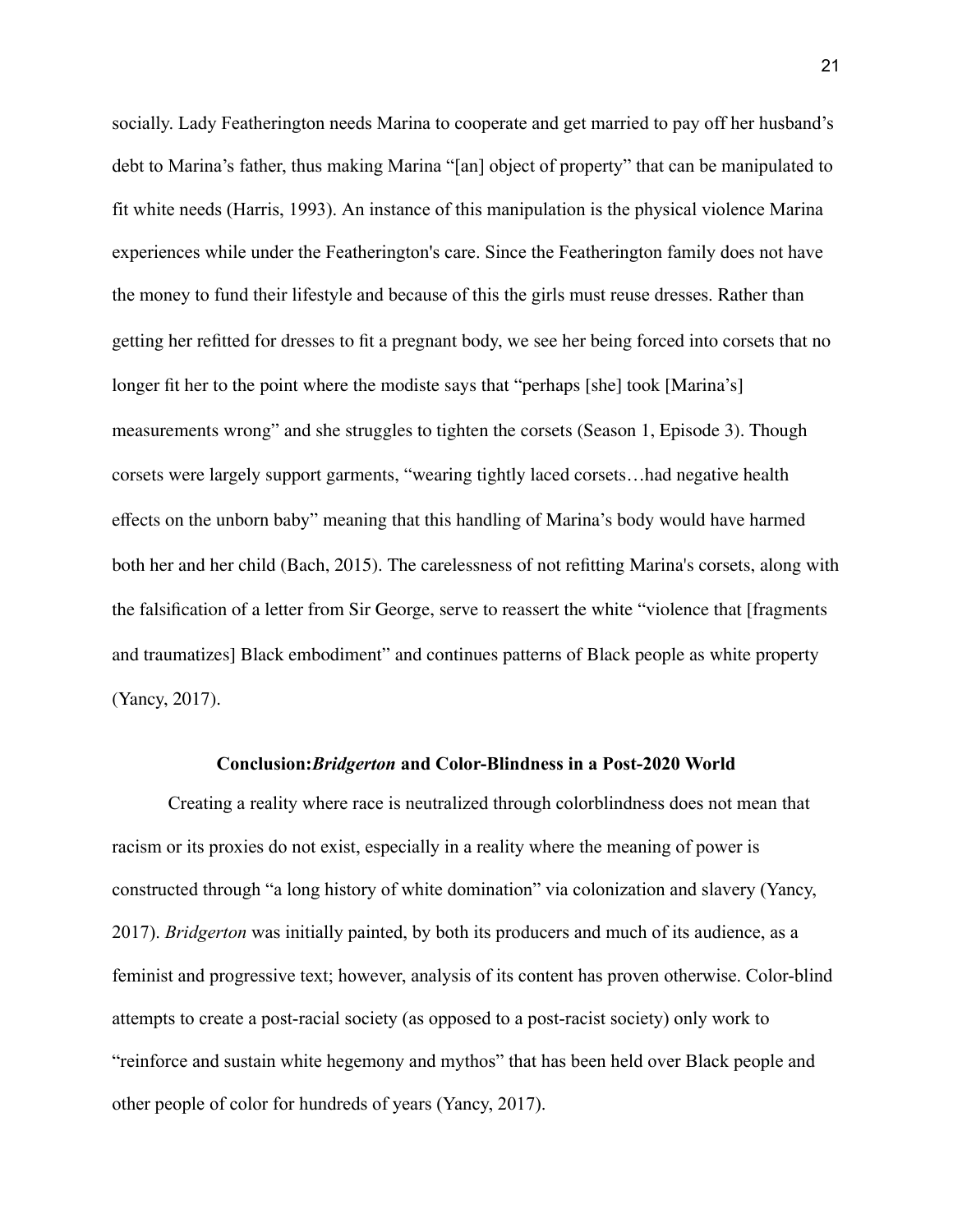socially. Lady Featherington needs Marina to cooperate and get married to pay off her husband's debt to Marina's father, thus making Marina "[an] object of property" that can be manipulated to fit white needs (Harris, 1993). An instance of this manipulation is the physical violence Marina experiences while under the Featherington's care. Since the Featherington family does not have the money to fund their lifestyle and because of this the girls must reuse dresses. Rather than getting her refitted for dresses to fit a pregnant body, we see her being forced into corsets that no longer fit her to the point where the modiste says that "perhaps [she] took [Marina's] measurements wrong" and she struggles to tighten the corsets (Season 1, Episode 3). Though corsets were largely support garments, "wearing tightly laced corsets…had negative health effects on the unborn baby" meaning that this handling of Marina's body would have harmed both her and her child (Bach, 2015). The carelessness of not refitting Marina's corsets, along with the falsification of a letter from Sir George, serve to reassert the white "violence that [fragments and traumatizes] Black embodiment" and continues patterns of Black people as white property (Yancy, 2017).

## Conclusion: *Bridgerton* and Color-Blindness in a Post-2020 World

Creating a reality where race is neutralized through colorblindness does not mean that racism or its proxies do not exist, especially in a reality where the meaning of power is constructed through "a long history of white domination" via colonization and slavery (Yancy, 2017). *Bridgerton* was initially painted, by both its producers and much of its audience, as a feminist and progressive text; however, analysis of its content has proven otherwise. Color-blind attempts to create a post-racial society (as opposed to a post-racist society) only work to "reinforce and sustain white hegemony and mythos" that has been held over Black people and other people of color for hundreds of years (Yancy, 2017).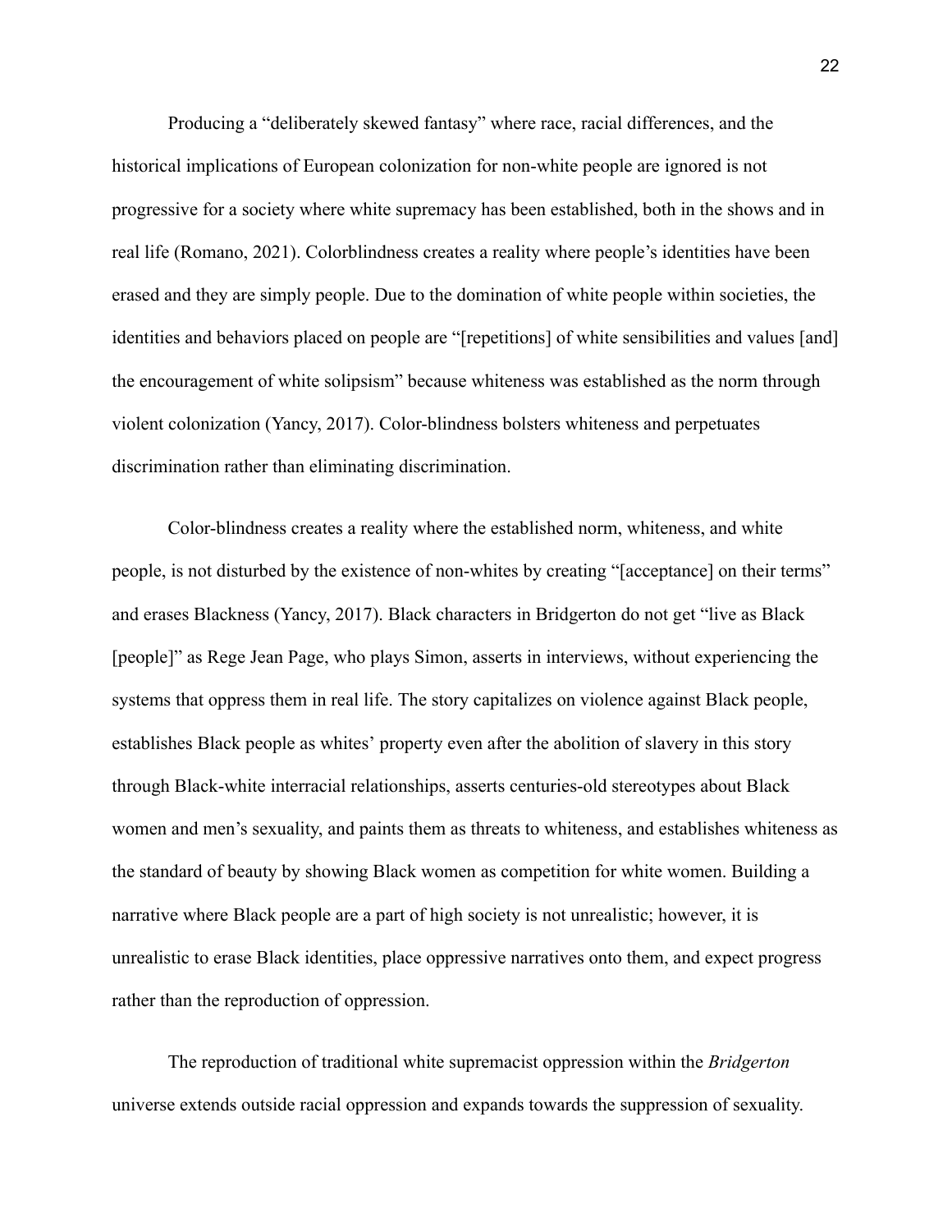Producing a "deliberately skewed fantasy" where race, racial differences, and the historical implications of European colonization for non-white people are ignored is not progressive for a society where white supremacy has been established, both in the shows and in real life (Romano, 2021). Colorblindness creates a reality where people's identities have been erased and they are simply people. Due to the domination of white people within societies, the identities and behaviors placed on people are "[repetitions] of white sensibilities and values [and] the encouragement of white solipsism" because whiteness was established as the norm through violent colonization (Yancy, 2017). Color-blindness bolsters whiteness and perpetuates discrimination rather than eliminating discrimination.

Color-blindness creates a reality where the established norm, whiteness, and white people, is not disturbed by the existence of non-whites by creating "[acceptance] on their terms" and erases Blackness (Yancy, 2017). Black characters in Bridgerton do not get "live as Black [people]" as Rege Jean Page, who plays Simon, asserts in interviews, without experiencing the systems that oppress them in real life. The story capitalizes on violence against Black people, establishes Black people as whites' property even after the abolition of slavery in this story through Black-white interracial relationships, asserts centuries-old stereotypes about Black women and men's sexuality, and paints them as threats to whiteness, and establishes whiteness as the standard of beauty by showing Black women as competition for white women. Building a narrative where Black people are a part of high society is not unrealistic; however, it is unrealistic to erase Black identities, place oppressive narratives onto them, and expect progress rather than the reproduction of oppression.

The reproduction of traditional white supremacist oppression within the *Bridgerton* universe extends outside racial oppression and expands towards the suppression of sexuality.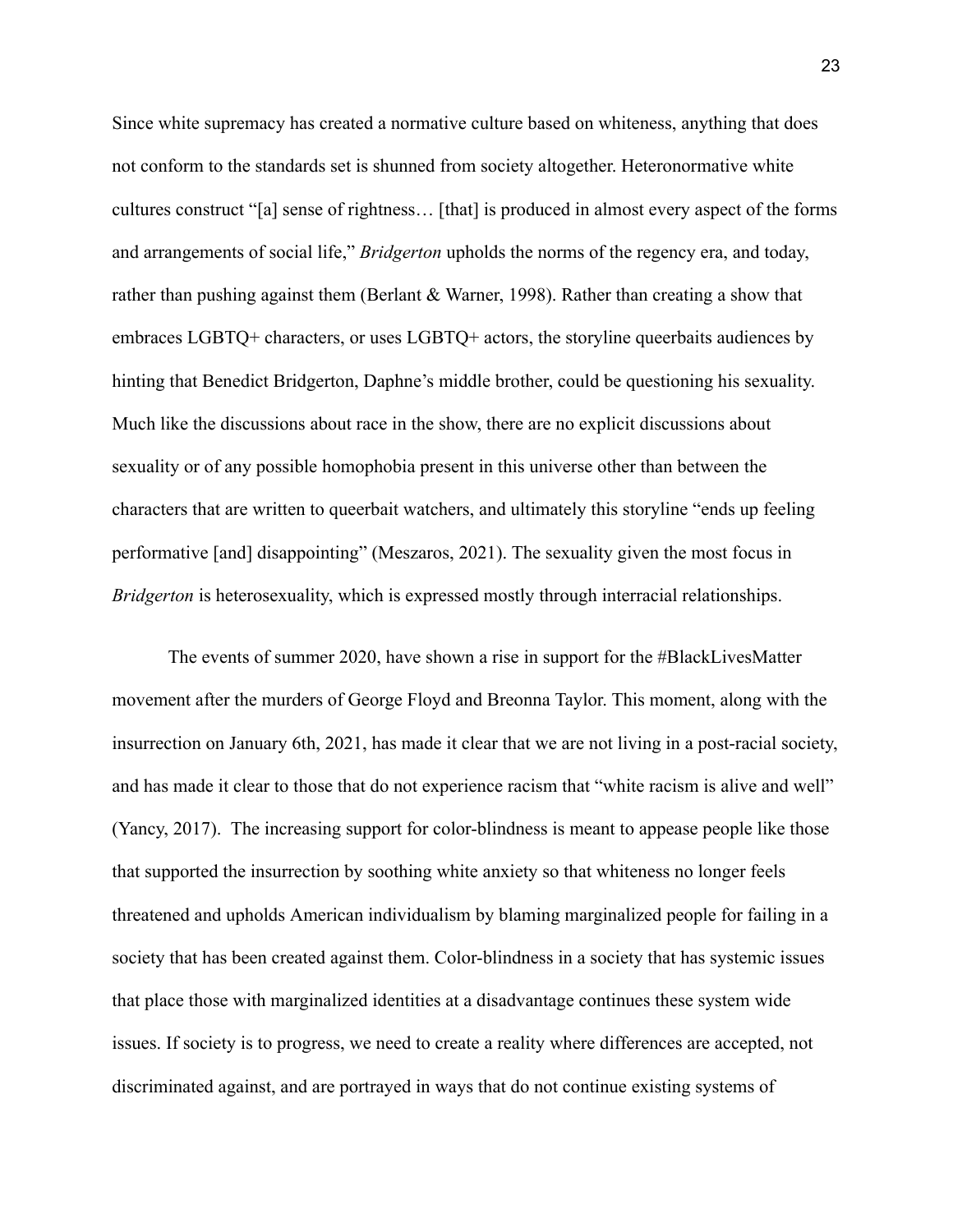Since white supremacy has created a normative culture based on whiteness, anything that does not conform to the standards set is shunned from society altogether. Heteronormative white cultures construct "[a] sense of rightness… [that] is produced in almost every aspect of the forms and arrangements of social life," *Bridgerton* upholds the norms of the regency era, and today, rather than pushing against them (Berlant & Warner, 1998). Rather than creating a show that embraces LGBTQ+ characters, or uses LGBTQ+ actors, the storyline queerbaits audiences by hinting that Benedict Bridgerton, Daphne's middle brother, could be questioning his sexuality. Much like the discussions about race in the show, there are no explicit discussions about sexuality or of any possible homophobia present in this universe other than between the characters that are written to queerbait watchers, and ultimately this storyline "ends up feeling performative [and] disappointing" (Meszaros, 2021). The sexuality given the most focus in *Bridgerton* is heterosexuality, which is expressed mostly through interracial relationships.

The events of summer 2020, have shown a rise in support for the #BlackLivesMatter movement after the murders of George Floyd and Breonna Taylor. This moment, along with the insurrection on January 6th, 2021, has made it clear that we are not living in a post-racial society, and has made it clear to those that do not experience racism that "white racism is alive and well" (Yancy, 2017). The increasing support for color-blindness is meant to appease people like those that supported the insurrection by soothing white anxiety so that whiteness no longer feels threatened and upholds American individualism by blaming marginalized people for failing in a society that has been created against them. Color-blindness in a society that has systemic issues that place those with marginalized identities at a disadvantage continues these system wide issues. If society is to progress, we need to create a reality where differences are accepted, not discriminated against, and are portrayed in ways that do not continue existing systems of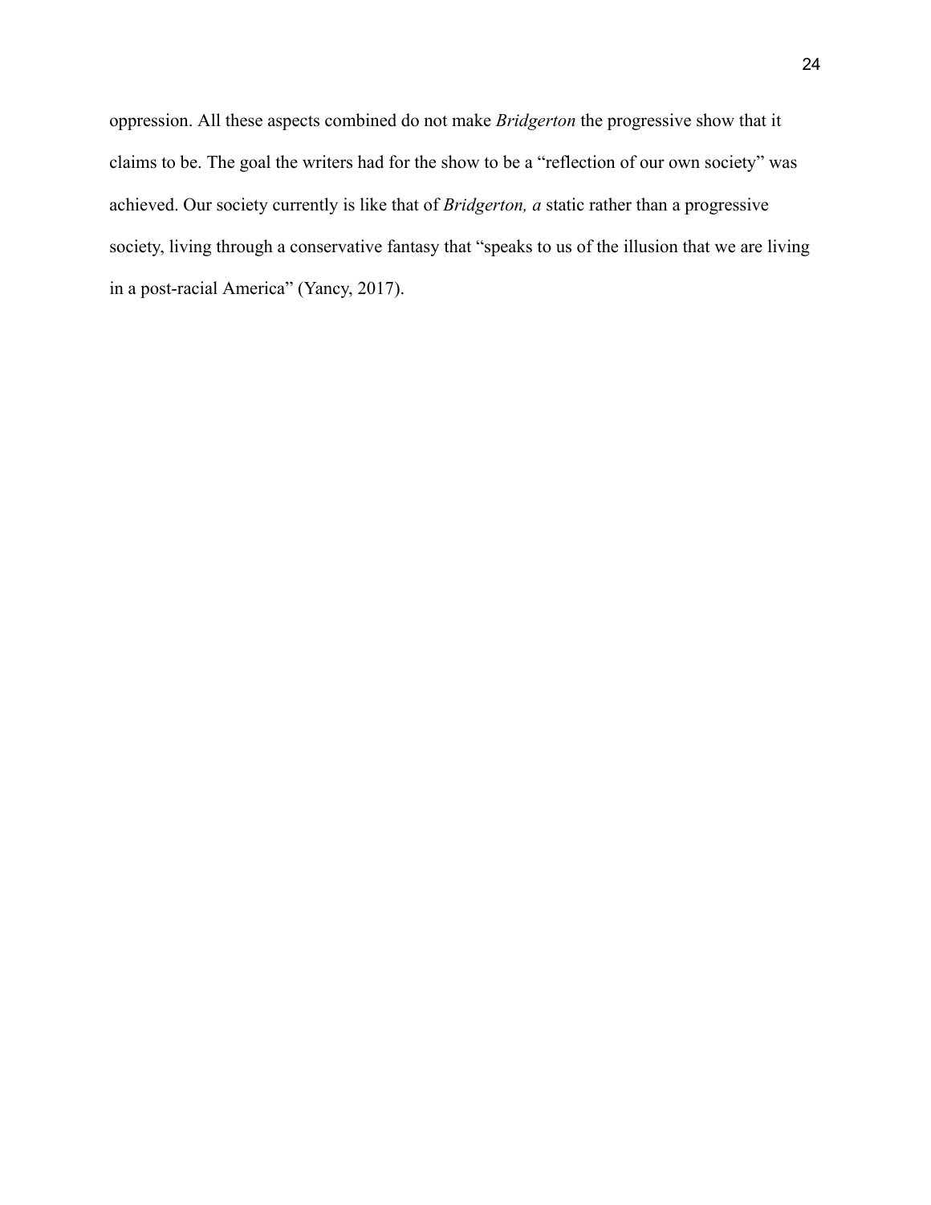oppression. All these aspects combined do not make *Bridgerton* the progressive show that it claims to be. The goal the writers had for the show to be a "reflection of our own society" was achieved. Our society currently is like that of *Bridgerton, a* static rather than a progressive society, living through a conservative fantasy that "speaks to us of the illusion that we are living in a post-racial America" (Yancy, 2017).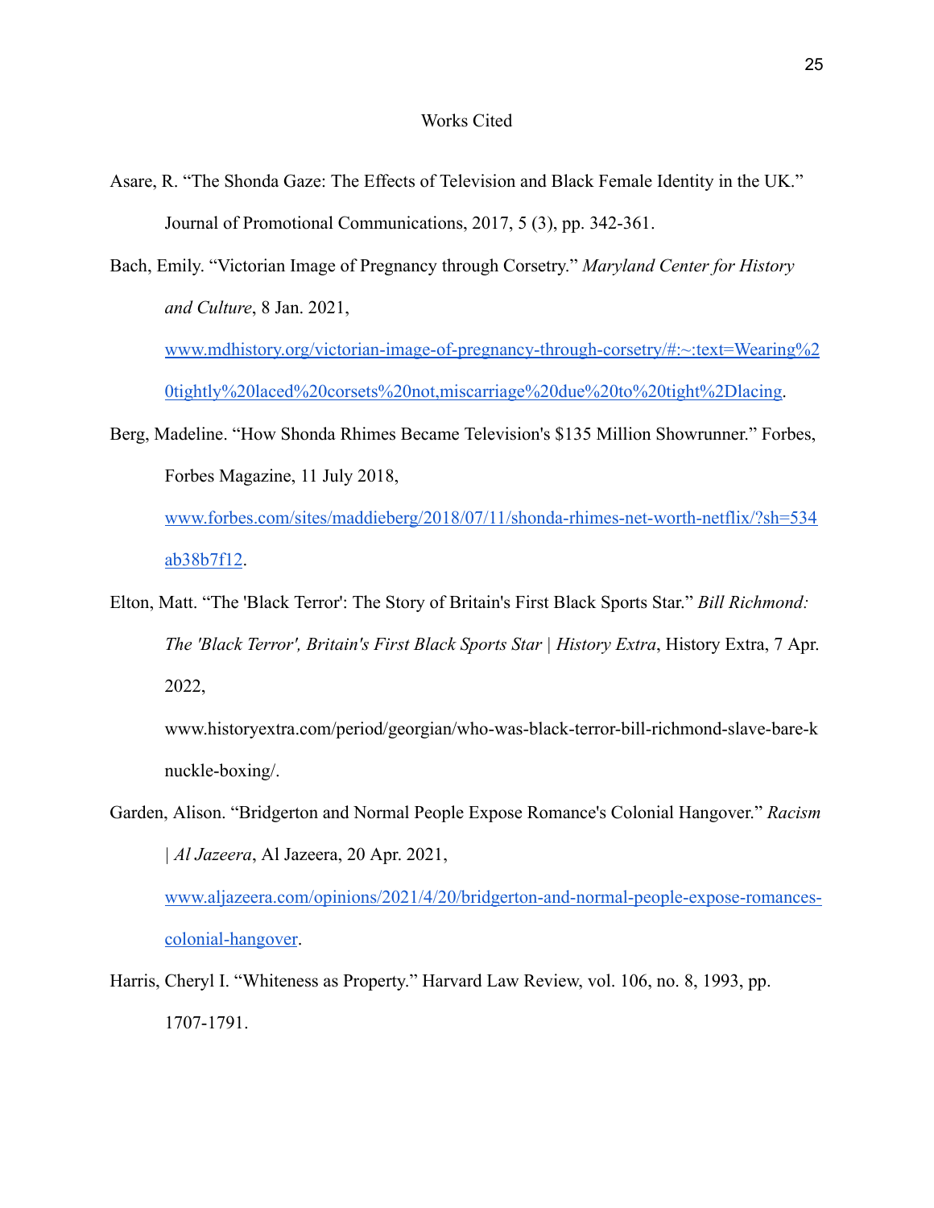# Works Cited

Asare, R. “The Shonda Gaze: The Effects of Television and Black Female Identity in the UK.” Journal of Promotional Communications, 2017, 5 (3), pp. 342-361.

Bach, Emily. “Victorian Image of Pregnancy through Corsetry.” *Maryland Center for History and Culture*, 8 Jan. 2021, www.mdhistory.org/victorian-image-of-pregnancy-through-corsetry/#:~:text=Wearing%20tightly%20laced%20corsets%20not,miscarriage%20due%20to%20tight%2Dlacing.

Berg, Madeline. “How Shonda Rhimes Became Television's $135 Million Showrunner.” Forbes, Forbes Magazine, 11 July 2018, www.forbes.com/sites/maddieberg/2018/07/11/shonda-rhimes-net-worth-netflix/?sh=534ab38b7f12.

Elton, Matt. “The 'Black Terror': The Story of Britain's First Black Sports Star.” *Bill Richmond: The 'Black Terror', Britain's First Black Sports Star | History Extra*, History Extra, 7 Apr. 2022, www.historyextra.com/period/georgian/who-was-black-terror-bill-richmond-slave-bare-knuckle-boxing/.

Garden, Alison. “Bridgerton and Normal People Expose Romance's Colonial Hangover.” *Racism | Al Jazeera*, Al Jazeera, 20 Apr. 2021, www.aljazeera.com/opinions/2021/4/20/bridgerton-and-normal-people-expose-romances-colonial-hangover.

Harris, Cheryl I. “Whiteness as Property.” Harvard Law Review, vol. 106, no. 8, 1993, pp. 1707-1791.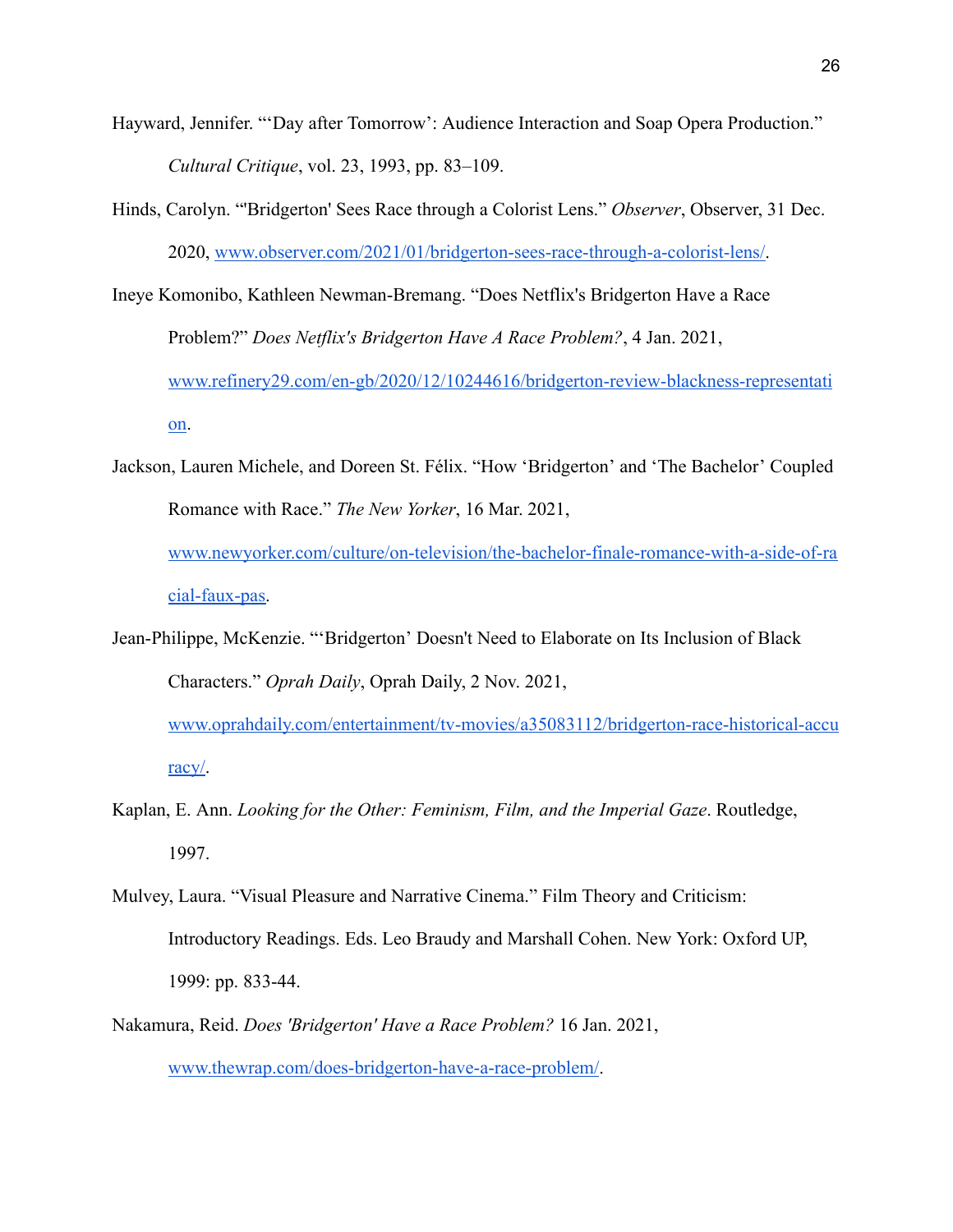Hayward, Jennifer. "'Day after Tomorrow': Audience Interaction and Soap Opera Production." *Cultural Critique*, vol. 23, 1993, pp. 83–109.

Hinds, Carolyn. "'Bridgerton' Sees Race through a Colorist Lens." *Observer*, Observer, 31 Dec. 2020, [www.observer.com/2021/01/bridgerton-sees-race-through-a-colorist-lens/](www.observer.com/2021/01/bridgerton-sees-race-through-a-colorist-lens/).

Ineye Komonibo, Kathleen Newman-Bremang. "Does Netflix's Bridgerton Have a Race Problem?" *Does Netflix's Bridgerton Have A Race Problem?*, 4 Jan. 2021, [www.refinery29.com/en-gb/2020/12/10244616/bridgerton-review-blackness-representation](www.refinery29.com/en-gb/2020/12/10244616/bridgerton-review-blackness-representation).

Jackson, Lauren Michele, and Doreen St. Félix. "How 'Bridgerton' and 'The Bachelor' Coupled Romance with Race." *The New Yorker*, 16 Mar. 2021, [www.newyorker.com/culture/on-television/the-bachelor-finale-romance-with-a-side-of-racial-faux-pas](www.newyorker.com/culture/on-television/the-bachelor-finale-romance-with-a-side-of-racial-faux-pas).

Jean-Philippe, McKenzie. "'Bridgerton' Doesn't Need to Elaborate on Its Inclusion of Black Characters." *Oprah Daily*, Oprah Daily, 2 Nov. 2021, [www.oprahdaily.com/entertainment/tv-movies/a35083112/bridgerton-race-historical-accuracy/](www.oprahdaily.com/entertainment/tv-movies/a35083112/bridgerton-race-historical-accuracy/).

Kaplan, E. Ann. *Looking for the Other: Feminism, Film, and the Imperial Gaze*. Routledge, 1997.

Mulvey, Laura. "Visual Pleasure and Narrative Cinema." Film Theory and Criticism: Introductory Readings. Eds. Leo Braudy and Marshall Cohen. New York: Oxford UP, 1999: pp. 833-44.

Nakamura, Reid. *Does 'Bridgerton' Have a Race Problem?* 16 Jan. 2021, [www.thewrap.com/does-bridgerton-have-a-race-problem/](www.thewrap.com/does-bridgerton-have-a-race-problem/).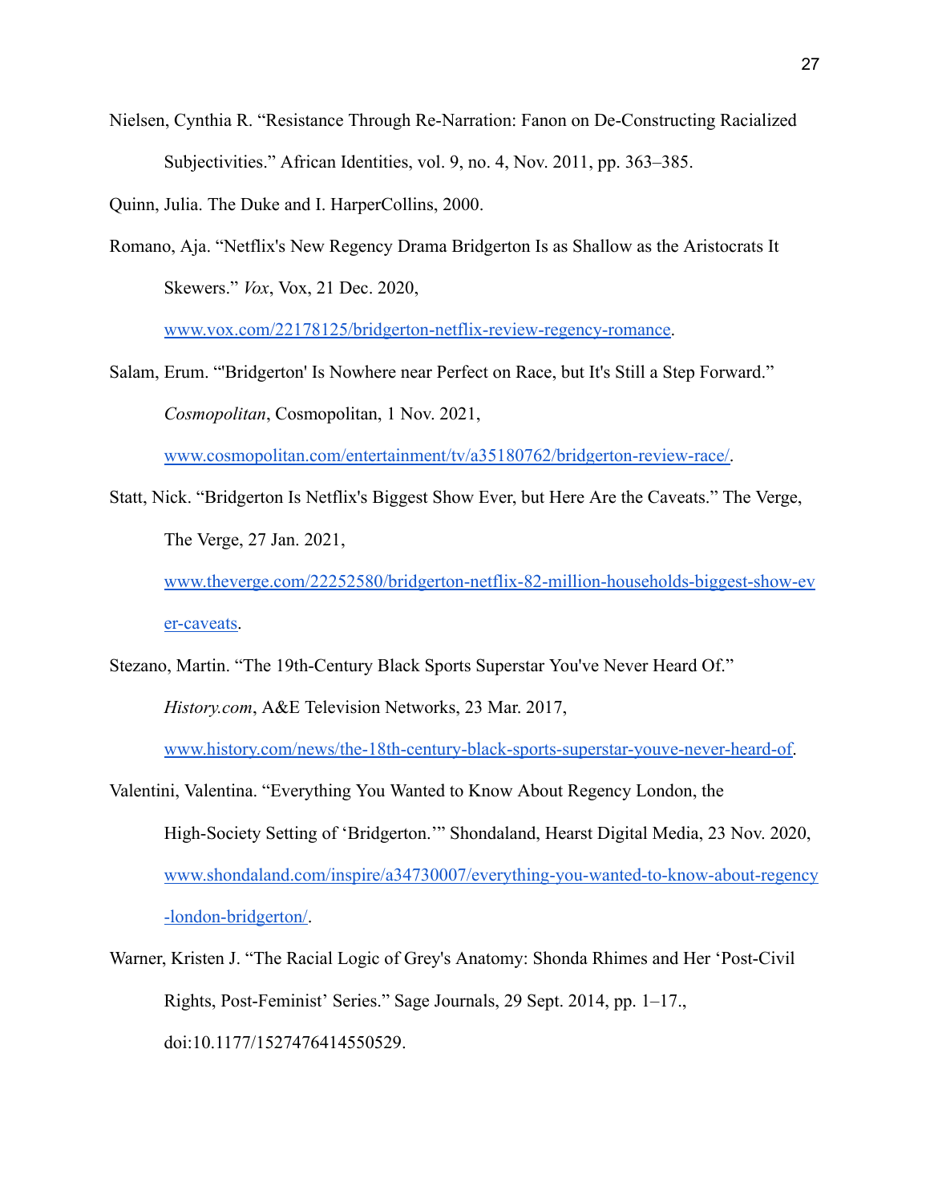Nielsen, Cynthia R. "Resistance Through Re-Narration: Fanon on De-Constructing Racialized Subjectivities." African Identities, vol. 9, no. 4, Nov. 2011, pp. 363–385.

Quinn, Julia. The Duke and I. HarperCollins, 2000.

Romano, Aja. "Netflix's New Regency Drama Bridgerton Is as Shallow as the Aristocrats It Skewers." *Vox*, Vox, 21 Dec. 2020, [www.vox.com/22178125/bridgerton-netflix-review-regency-romance](www.vox.com/22178125/bridgerton-netflix-review-regency-romance).

Salam, Erum. "'Bridgerton' Is Nowhere near Perfect on Race, but It's Still a Step Forward." *Cosmopolitan*, Cosmopolitan, 1 Nov. 2021, [www.cosmopolitan.com/entertainment/tv/a35180762/bridgerton-review-race/](www.cosmopolitan.com/entertainment/tv/a35180762/bridgerton-review-race/).

Statt, Nick. "Bridgerton Is Netflix's Biggest Show Ever, but Here Are the Caveats." The Verge, The Verge, 27 Jan. 2021, [www.theverge.com/22252580/bridgerton-netflix-82-million-households-biggest-show-ever-caveats](www.theverge.com/22252580/bridgerton-netflix-82-million-households-biggest-show-ever-caveats).

Stezano, Martin. "The 19th-Century Black Sports Superstar You've Never Heard Of." *History.com*, A&E Television Networks, 23 Mar. 2017, [www.history.com/news/the-18th-century-black-sports-superstar-youve-never-heard-of](www.history.com/news/the-18th-century-black-sports-superstar-youve-never-heard-of).

Valentini, Valentina. "Everything You Wanted to Know About Regency London, the High-Society Setting of 'Bridgerton.'" Shondaland, Hearst Digital Media, 23 Nov. 2020, [www.shondaland.com/inspire/a34730007/everything-you-wanted-to-know-about-regency-london-bridgerton/](www.shondaland.com/inspire/a34730007/everything-you-wanted-to-know-about-regency-london-bridgerton/).

Warner, Kristen J. "The Racial Logic of Grey's Anatomy: Shonda Rhimes and Her 'Post-Civil Rights, Post-Feminist' Series." Sage Journals, 29 Sept. 2014, pp. 1–17., doi:10.1177/1527476414550529.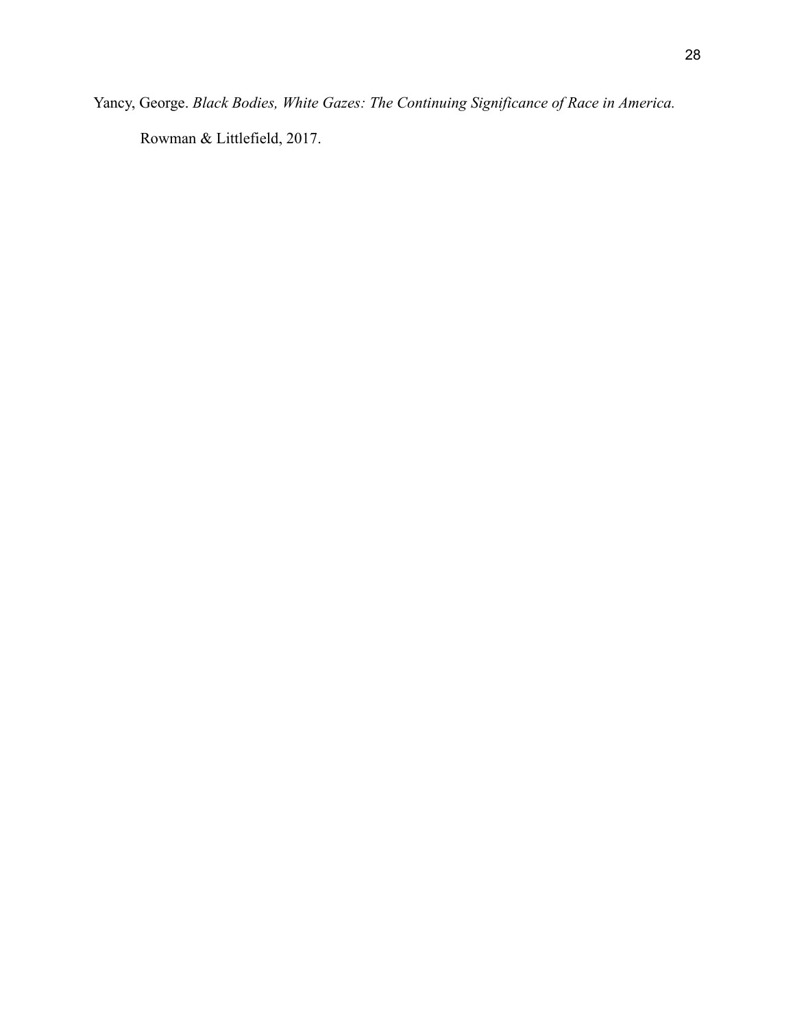Yancy, George. *Black Bodies, White Gazes: The Continuing Significance of Race in America.* Rowman & Littlefield, 2017.